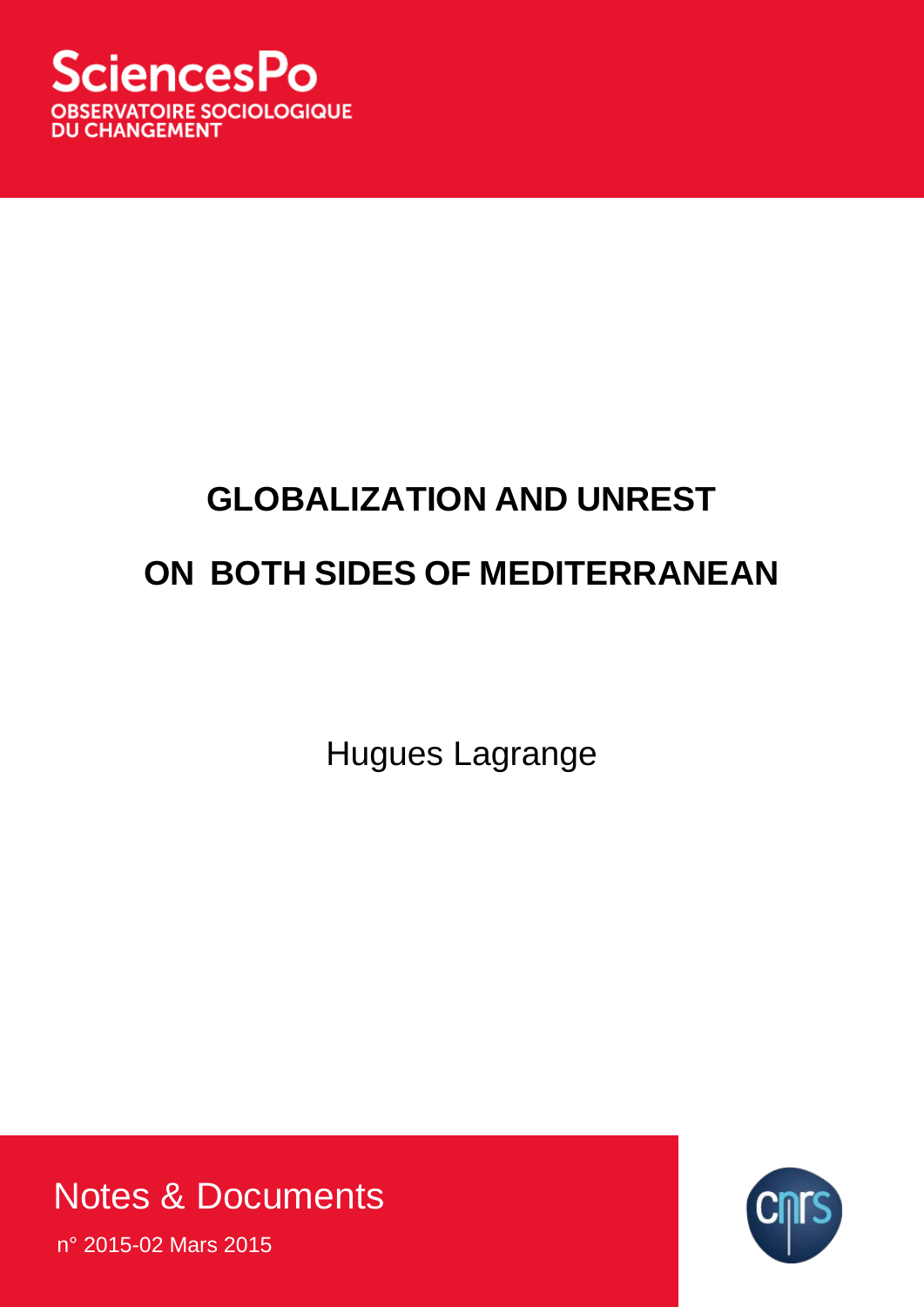SciencesPo
OBSERVATOIRE SOCIOLOGIQUE
DU CHANGEMENT

# GLOBALIZATION AND UNREST

# ON BOTH SIDES OF MEDITERRANEAN

Hugues Lagrange

Notes & Documents

n° 2015-02 Mars 2015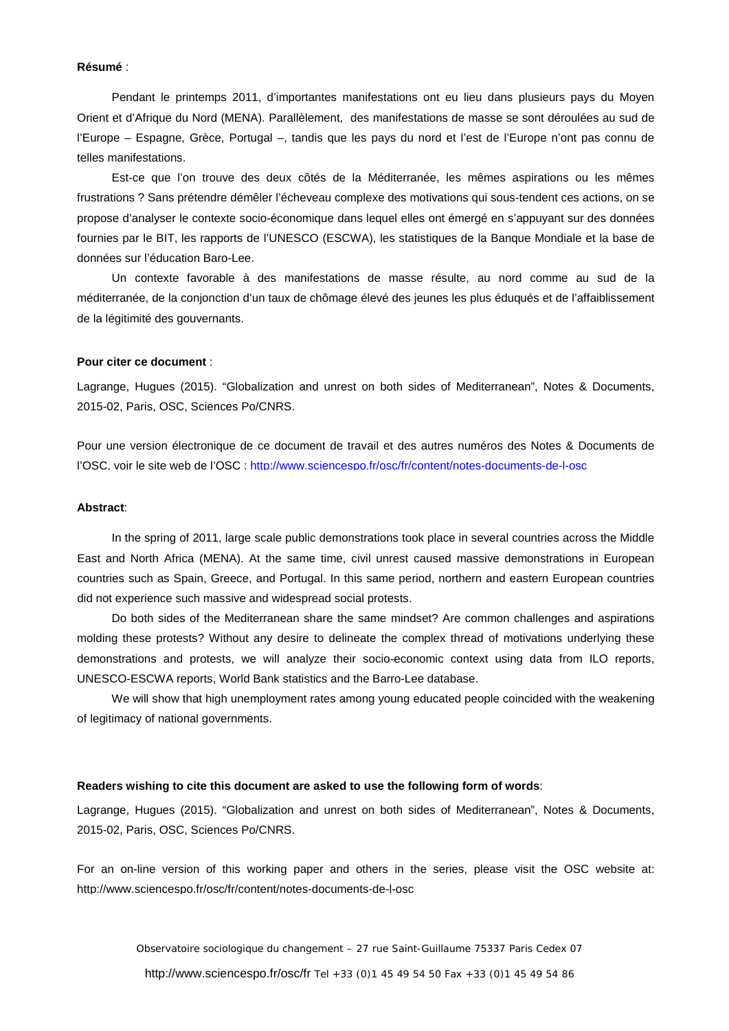**Résumé** :

Pendant le printemps 2011, d'importantes manifestations ont eu lieu dans plusieurs pays du Moyen Orient et d'Afrique du Nord (MENA). Parallèlement, des manifestations de masse se sont déroulées au sud de l'Europe – Espagne, Grèce, Portugal –, tandis que les pays du nord et l'est de l'Europe n'ont pas connu de telles manifestations.

Est-ce que l'on trouve des deux côtés de la Méditerranée, les mêmes aspirations ou les mêmes frustrations ? Sans prétendre démêler l'écheveau complexe des motivations qui sous-tendent ces actions, on se propose d'analyser le contexte socio-économique dans lequel elles ont émergé en s'appuyant sur des données fournies par le BIT, les rapports de l'UNESCO (ESCWA), les statistiques de la Banque Mondiale et la base de données sur l'éducation Baro-Lee.

Un contexte favorable à des manifestations de masse résulte, au nord comme au sud de la méditerranée, de la conjonction d'un taux de chômage élevé des jeunes les plus éduqués et de l'affaiblissement de la légitimité des gouvernants.

**Pour citer ce document** :

Lagrange, Hugues (2015). "Globalization and unrest on both sides of Mediterranean", Notes & Documents, 2015-02, Paris, OSC, Sciences Po/CNRS.

Pour une version électronique de ce document de travail et des autres numéros des Notes & Documents de l'OSC, voir le site web de l'OSC : http://www.sciencespo.fr/osc/fr/content/notes-documents-de-l-osc

**Abstract**:

In the spring of 2011, large scale public demonstrations took place in several countries across the Middle East and North Africa (MENA). At the same time, civil unrest caused massive demonstrations in European countries such as Spain, Greece, and Portugal. In this same period, northern and eastern European countries did not experience such massive and widespread social protests.

Do both sides of the Mediterranean share the same mindset? Are common challenges and aspirations molding these protests? Without any desire to delineate the complex thread of motivations underlying these demonstrations and protests, we will analyze their socio-economic context using data from ILO reports, UNESCO-ESCWA reports, World Bank statistics and the Barro-Lee database.

We will show that high unemployment rates among young educated people coincided with the weakening of legitimacy of national governments.

**Readers wishing to cite this document are asked to use the following form of words**:

Lagrange, Hugues (2015). "Globalization and unrest on both sides of Mediterranean", Notes & Documents, 2015-02, Paris, OSC, Sciences Po/CNRS.

For an on-line version of this working paper and others in the series, please visit the OSC website at: http://www.sciencespo.fr/osc/fr/content/notes-documents-de-l-osc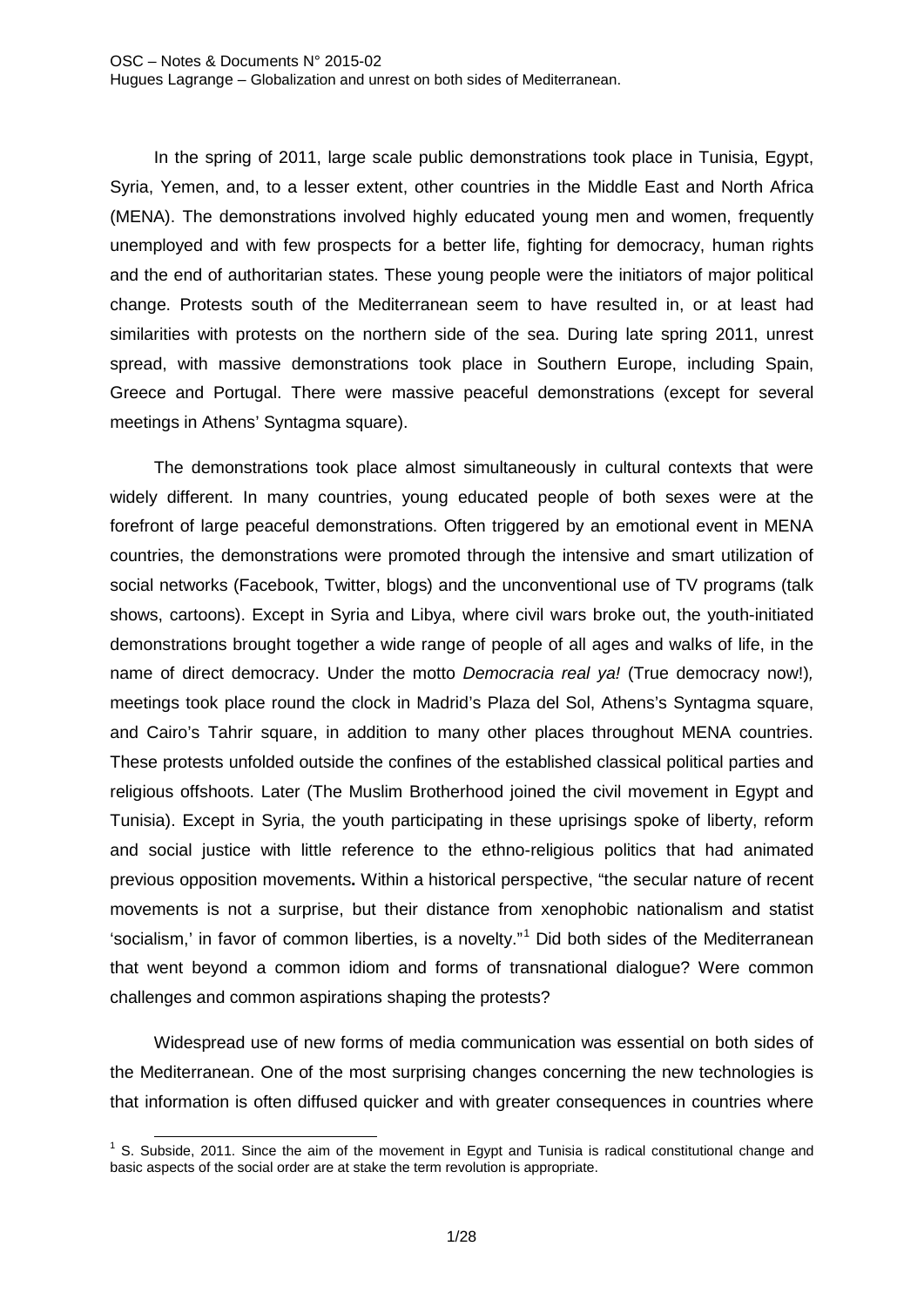In the spring of 2011, large scale public demonstrations took place in Tunisia, Egypt, Syria, Yemen, and, to a lesser extent, other countries in the Middle East and North Africa (MENA). The demonstrations involved highly educated young men and women, frequently unemployed and with few prospects for a better life, fighting for democracy, human rights and the end of authoritarian states. These young people were the initiators of major political change. Protests south of the Mediterranean seem to have resulted in, or at least had similarities with protests on the northern side of the sea. During late spring 2011, unrest spread, with massive demonstrations took place in Southern Europe, including Spain, Greece and Portugal. There were massive peaceful demonstrations (except for several meetings in Athens' Syntagma square).

The demonstrations took place almost simultaneously in cultural contexts that were widely different. In many countries, young educated people of both sexes were at the forefront of large peaceful demonstrations. Often triggered by an emotional event in MENA countries, the demonstrations were promoted through the intensive and smart utilization of social networks (Facebook, Twitter, blogs) and the unconventional use of TV programs (talk shows, cartoons). Except in Syria and Libya, where civil wars broke out, the youth-initiated demonstrations brought together a wide range of people of all ages and walks of life, in the name of direct democracy. Under the motto *Democracia real ya!* (True democracy now!)*,* meetings took place round the clock in Madrid's Plaza del Sol, Athens's Syntagma square, and Cairo's Tahrir square, in addition to many other places throughout MENA countries. These protests unfolded outside the confines of the established classical political parties and religious offshoots. Later (The Muslim Brotherhood joined the civil movement in Egypt and Tunisia). Except in Syria, the youth participating in these uprisings spoke of liberty, reform and social justice with little reference to the ethno-religious politics that had animated previous opposition movements**.** Within a historical perspective, "the secular nature of recent movements is not a surprise, but their distance from xenophobic nationalism and statist 'socialism,' in favor of common liberties, is a novelty."[1] Did both sides of the Mediterranean that went beyond a common idiom and forms of transnational dialogue? Were common challenges and common aspirations shaping the protests?

Widespread use of new forms of media communication was essential on both sides of the Mediterranean. One of the most surprising changes concerning the new technologies is that information is often diffused quicker and with greater consequences in countries where

[1] S. Subside, 2011. Since the aim of the movement in Egypt and Tunisia is radical constitutional change and basic aspects of the social order are at stake the term revolution is appropriate.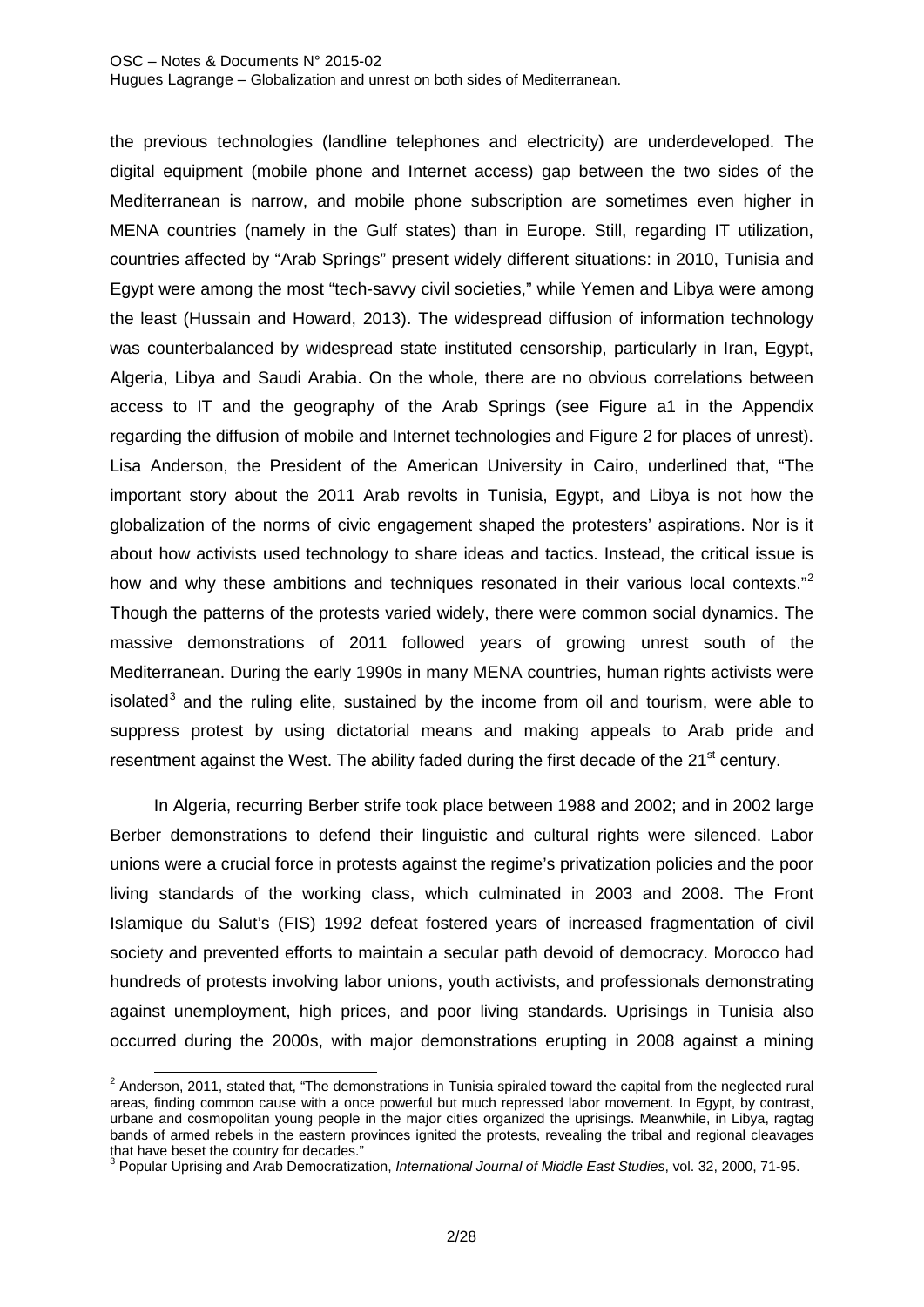the previous technologies (landline telephones and electricity) are underdeveloped. The digital equipment (mobile phone and Internet access) gap between the two sides of the Mediterranean is narrow, and mobile phone subscription are sometimes even higher in MENA countries (namely in the Gulf states) than in Europe. Still, regarding IT utilization, countries affected by "Arab Springs" present widely different situations: in 2010, Tunisia and Egypt were among the most "tech-savvy civil societies," while Yemen and Libya were among the least (Hussain and Howard, 2013). The widespread diffusion of information technology was counterbalanced by widespread state instituted censorship, particularly in Iran, Egypt, Algeria, Libya and Saudi Arabia. On the whole, there are no obvious correlations between access to IT and the geography of the Arab Springs (see Figure a1 in the Appendix regarding the diffusion of mobile and Internet technologies and Figure 2 for places of unrest). Lisa Anderson, the President of the American University in Cairo, underlined that, "The important story about the 2011 Arab revolts in Tunisia, Egypt, and Libya is not how the globalization of the norms of civic engagement shaped the protesters' aspirations. Nor is it about how activists used technology to share ideas and tactics. Instead, the critical issue is how and why these ambitions and techniques resonated in their various local contexts."[2] Though the patterns of the protests varied widely, there were common social dynamics. The massive demonstrations of 2011 followed years of growing unrest south of the Mediterranean. During the early 1990s in many MENA countries, human rights activists were isolated[3] and the ruling elite, sustained by the income from oil and tourism, were able to suppress protest by using dictatorial means and making appeals to Arab pride and resentment against the West. The ability faded during the first decade of the 21st century.

In Algeria, recurring Berber strife took place between 1988 and 2002; and in 2002 large Berber demonstrations to defend their linguistic and cultural rights were silenced. Labor unions were a crucial force in protests against the regime's privatization policies and the poor living standards of the working class, which culminated in 2003 and 2008. The Front Islamique du Salut's (FIS) 1992 defeat fostered years of increased fragmentation of civil society and prevented efforts to maintain a secular path devoid of democracy. Morocco had hundreds of protests involving labor unions, youth activists, and professionals demonstrating against unemployment, high prices, and poor living standards. Uprisings in Tunisia also occurred during the 2000s, with major demonstrations erupting in 2008 against a mining

---

[2] Anderson, 2011, stated that, "The demonstrations in Tunisia spiraled toward the capital from the neglected rural areas, finding common cause with a once powerful but much repressed labor movement. In Egypt, by contrast, urbane and cosmopolitan young people in the major cities organized the uprisings. Meanwhile, in Libya, ragtag bands of armed rebels in the eastern provinces ignited the protests, revealing the tribal and regional cleavages that have beset the country for decades."

[3] Popular Uprising and Arab Democratization, *International Journal of Middle East Studies*, vol. 32, 2000, 71-95.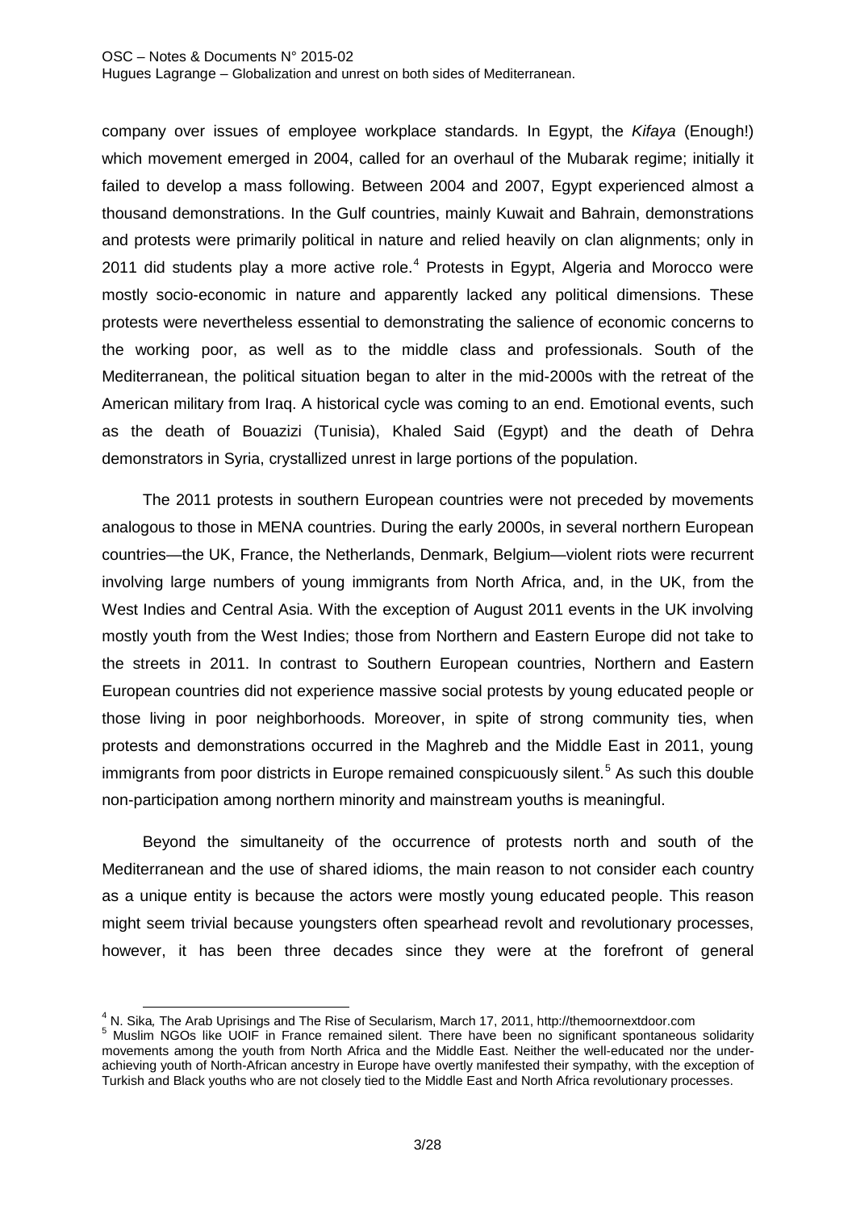company over issues of employee workplace standards. In Egypt, the *Kifaya* (Enough!) which movement emerged in 2004, called for an overhaul of the Mubarak regime; initially it failed to develop a mass following. Between 2004 and 2007, Egypt experienced almost a thousand demonstrations. In the Gulf countries, mainly Kuwait and Bahrain, demonstrations and protests were primarily political in nature and relied heavily on clan alignments; only in 2011 did students play a more active role.[4] Protests in Egypt, Algeria and Morocco were mostly socio-economic in nature and apparently lacked any political dimensions. These protests were nevertheless essential to demonstrating the salience of economic concerns to the working poor, as well as to the middle class and professionals. South of the Mediterranean, the political situation began to alter in the mid-2000s with the retreat of the American military from Iraq. A historical cycle was coming to an end. Emotional events, such as the death of Bouazizi (Tunisia), Khaled Said (Egypt) and the death of Dehra demonstrators in Syria, crystallized unrest in large portions of the population.

The 2011 protests in southern European countries were not preceded by movements analogous to those in MENA countries. During the early 2000s, in several northern European countries—the UK, France, the Netherlands, Denmark, Belgium—violent riots were recurrent involving large numbers of young immigrants from North Africa, and, in the UK, from the West Indies and Central Asia. With the exception of August 2011 events in the UK involving mostly youth from the West Indies; those from Northern and Eastern Europe did not take to the streets in 2011. In contrast to Southern European countries, Northern and Eastern European countries did not experience massive social protests by young educated people or those living in poor neighborhoods. Moreover, in spite of strong community ties, when protests and demonstrations occurred in the Maghreb and the Middle East in 2011, young immigrants from poor districts in Europe remained conspicuously silent.[5] As such this double non-participation among northern minority and mainstream youths is meaningful.

Beyond the simultaneity of the occurrence of protests north and south of the Mediterranean and the use of shared idioms, the main reason to not consider each country as a unique entity is because the actors were mostly young educated people. This reason might seem trivial because youngsters often spearhead revolt and revolutionary processes, however, it has been three decades since they were at the forefront of general

---

[4] N. Sika*,* The Arab Uprisings and The Rise of Secularism, March 17, 2011, http://themoornextdoor.com

[5] Muslim NGOs like UOIF in France remained silent. There have been no significant spontaneous solidarity movements among the youth from North Africa and the Middle East. Neither the well-educated nor the under-achieving youth of North-African ancestry in Europe have overtly manifested their sympathy, with the exception of Turkish and Black youths who are not closely tied to the Middle East and North Africa revolutionary processes.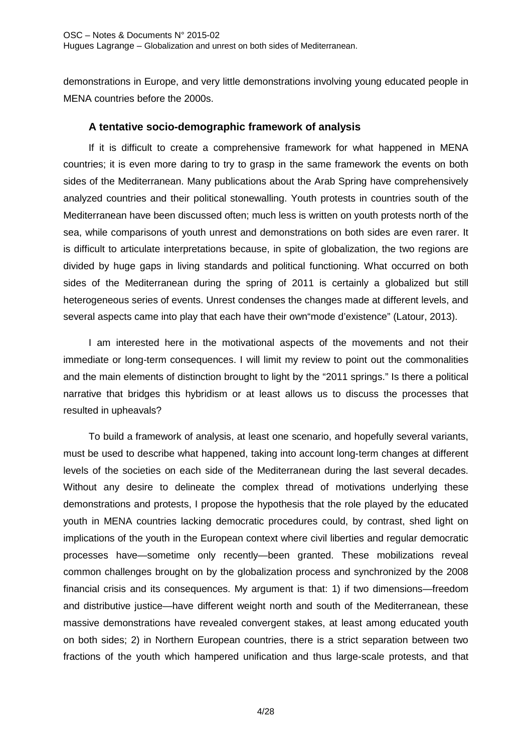demonstrations in Europe, and very little demonstrations involving young educated people in MENA countries before the 2000s.

### A tentative socio-demographic framework of analysis

If it is difficult to create a comprehensive framework for what happened in MENA countries; it is even more daring to try to grasp in the same framework the events on both sides of the Mediterranean. Many publications about the Arab Spring have comprehensively analyzed countries and their political stonewalling. Youth protests in countries south of the Mediterranean have been discussed often; much less is written on youth protests north of the sea, while comparisons of youth unrest and demonstrations on both sides are even rarer. It is difficult to articulate interpretations because, in spite of globalization, the two regions are divided by huge gaps in living standards and political functioning. What occurred on both sides of the Mediterranean during the spring of 2011 is certainly a globalized but still heterogeneous series of events. Unrest condenses the changes made at different levels, and several aspects came into play that each have their own"mode d'existence" (Latour, 2013).

I am interested here in the motivational aspects of the movements and not their immediate or long-term consequences. I will limit my review to point out the commonalities and the main elements of distinction brought to light by the "2011 springs." Is there a political narrative that bridges this hybridism or at least allows us to discuss the processes that resulted in upheavals?

To build a framework of analysis, at least one scenario, and hopefully several variants, must be used to describe what happened, taking into account long-term changes at different levels of the societies on each side of the Mediterranean during the last several decades. Without any desire to delineate the complex thread of motivations underlying these demonstrations and protests, I propose the hypothesis that the role played by the educated youth in MENA countries lacking democratic procedures could, by contrast, shed light on implications of the youth in the European context where civil liberties and regular democratic processes have—sometime only recently—been granted. These mobilizations reveal common challenges brought on by the globalization process and synchronized by the 2008 financial crisis and its consequences. My argument is that: 1) if two dimensions—freedom and distributive justice—have different weight north and south of the Mediterranean, these massive demonstrations have revealed convergent stakes, at least among educated youth on both sides; 2) in Northern European countries, there is a strict separation between two fractions of the youth which hampered unification and thus large-scale protests, and that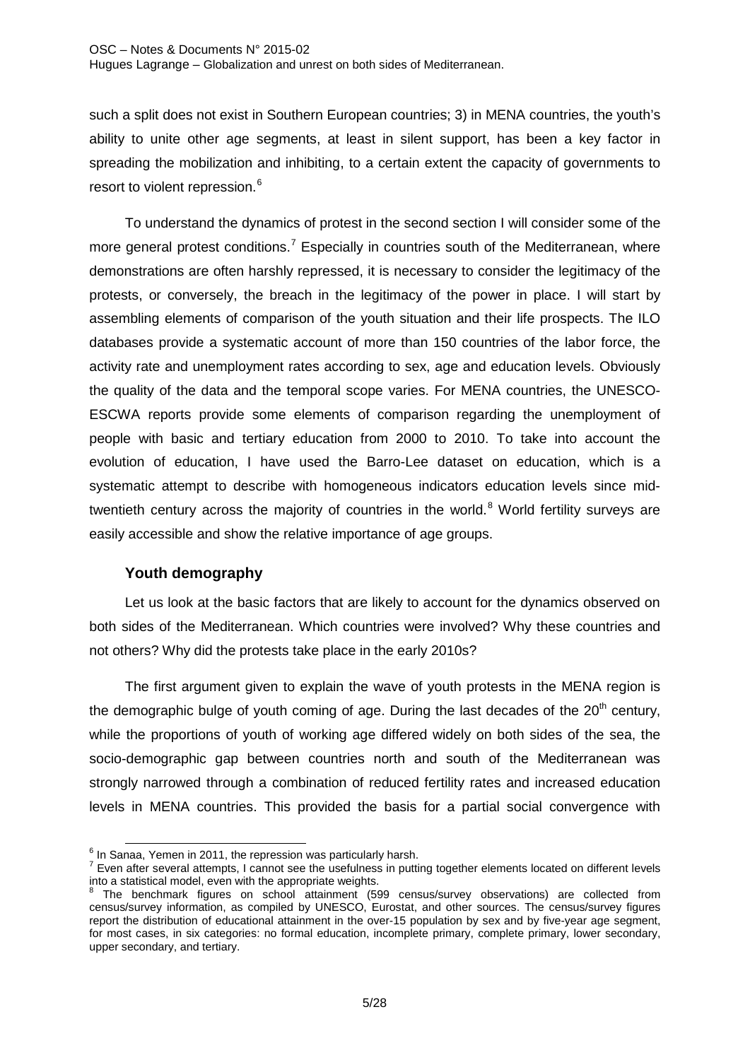such a split does not exist in Southern European countries; 3) in MENA countries, the youth's ability to unite other age segments, at least in silent support, has been a key factor in spreading the mobilization and inhibiting, to a certain extent the capacity of governments to resort to violent repression.[6]

To understand the dynamics of protest in the second section I will consider some of the more general protest conditions.[7] Especially in countries south of the Mediterranean, where demonstrations are often harshly repressed, it is necessary to consider the legitimacy of the protests, or conversely, the breach in the legitimacy of the power in place. I will start by assembling elements of comparison of the youth situation and their life prospects. The ILO databases provide a systematic account of more than 150 countries of the labor force, the activity rate and unemployment rates according to sex, age and education levels. Obviously the quality of the data and the temporal scope varies. For MENA countries, the UNESCO-ESCWA reports provide some elements of comparison regarding the unemployment of people with basic and tertiary education from 2000 to 2010. To take into account the evolution of education, I have used the Barro-Lee dataset on education, which is a systematic attempt to describe with homogeneous indicators education levels since mid-twentieth century across the majority of countries in the world.[8] World fertility surveys are easily accessible and show the relative importance of age groups.

### Youth demography

Let us look at the basic factors that are likely to account for the dynamics observed on both sides of the Mediterranean. Which countries were involved? Why these countries and not others? Why did the protests take place in the early 2010s?

The first argument given to explain the wave of youth protests in the MENA region is the demographic bulge of youth coming of age. During the last decades of the 20th century, while the proportions of youth of working age differed widely on both sides of the sea, the socio-demographic gap between countries north and south of the Mediterranean was strongly narrowed through a combination of reduced fertility rates and increased education levels in MENA countries. This provided the basis for a partial social convergence with

---

[6] In Sanaa, Yemen in 2011, the repression was particularly harsh.

[7] Even after several attempts, I cannot see the usefulness in putting together elements located on different levels into a statistical model, even with the appropriate weights.

[8] The benchmark figures on school attainment (599 census/survey observations) are collected from census/survey information, as compiled by UNESCO, Eurostat, and other sources. The census/survey figures report the distribution of educational attainment in the over-15 population by sex and by five-year age segment, for most cases, in six categories: no formal education, incomplete primary, complete primary, lower secondary, upper secondary, and tertiary.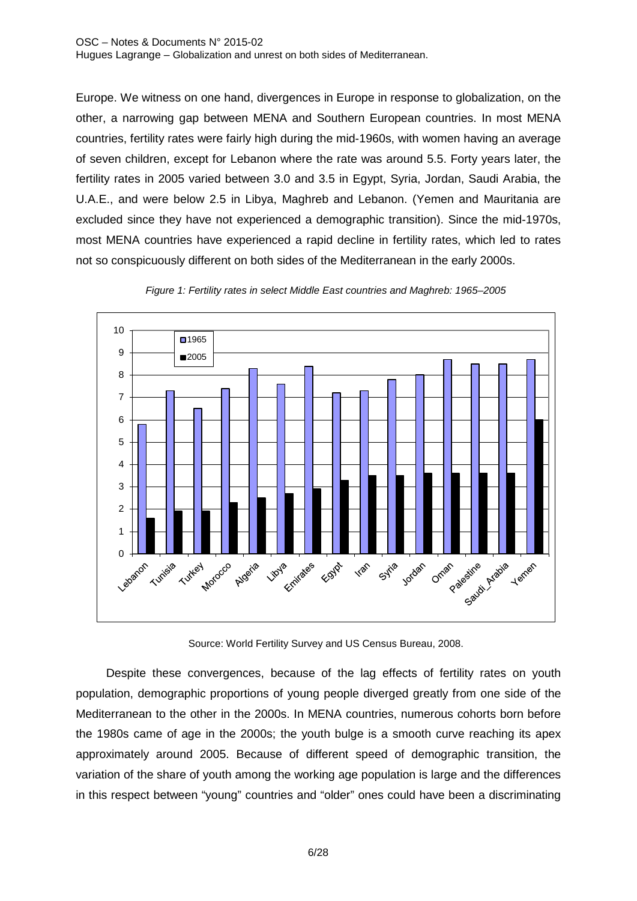Europe. We witness on one hand, divergences in Europe in response to globalization, on the other, a narrowing gap between MENA and Southern European countries. In most MENA countries, fertility rates were fairly high during the mid-1960s, with women having an average of seven children, except for Lebanon where the rate was around 5.5. Forty years later, the fertility rates in 2005 varied between 3.0 and 3.5 in Egypt, Syria, Jordan, Saudi Arabia, the U.A.E., and were below 2.5 in Libya, Maghreb and Lebanon. (Yemen and Mauritania are excluded since they have not experienced a demographic transition). Since the mid-1970s, most MENA countries have experienced a rapid decline in fertility rates, which led to rates not so conspicuously different on both sides of the Mediterranean in the early 2000s.

*Figure 1: Fertility rates in select Middle East countries and Maghreb: 1965–2005*

Source: World Fertility Survey and US Census Bureau, 2008.

Despite these convergences, because of the lag effects of fertility rates on youth population, demographic proportions of young people diverged greatly from one side of the Mediterranean to the other in the 2000s. In MENA countries, numerous cohorts born before the 1980s came of age in the 2000s; the youth bulge is a smooth curve reaching its apex approximately around 2005. Because of different speed of demographic transition, the variation of the share of youth among the working age population is large and the differences in this respect between "young" countries and "older" ones could have been a discriminating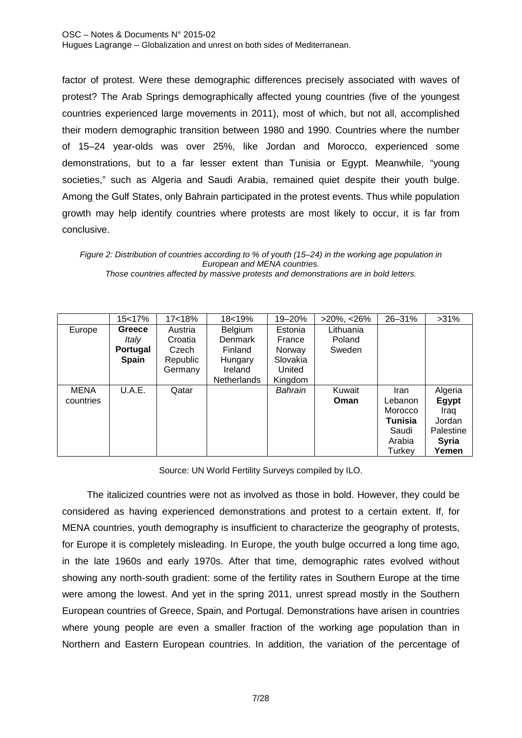factor of protest. Were these demographic differences precisely associated with waves of protest? The Arab Springs demographically affected young countries (five of the youngest countries experienced large movements in 2011), most of which, but not all, accomplished their modern demographic transition between 1980 and 1990. Countries where the number of 15–24 year-olds was over 25%, like Jordan and Morocco, experienced some demonstrations, but to a far lesser extent than Tunisia or Egypt. Meanwhile, "young societies," such as Algeria and Saudi Arabia, remained quiet despite their youth bulge. Among the Gulf States, only Bahrain participated in the protest events. Thus while population growth may help identify countries where protests are most likely to occur, it is far from conclusive.

*Figure 2: Distribution of countries according to % of youth (15–24) in the working age population in European and MENA countries.*
*Those countries affected by massive protests and demonstrations are in bold letters.*

| | 15<17% | 17<18% | 18<19% | 19–20% | >20%, <26% | 26–31% | >31% |
|---|---|---|---|---|---|---|---|
| Europe | **Greece** *Italy* **Portugal** **Spain** | Austria Croatia Czech Republic Germany | Belgium Denmark Finland Hungary Ireland Netherlands | Estonia France Norway Slovakia United Kingdom | Lithuania Poland Sweden | | |
| MENA countries | U.A.E. | Qatar | | *Bahrain* | Kuwait **Oman** | Iran Lebanon Morocco **Tunisia** Saudi Arabia Turkey | Algeria **Egypt** Iraq Jordan Palestine **Syria** **Yemen** |

Source: UN World Fertility Surveys compiled by ILO.

The italicized countries were not as involved as those in bold. However, they could be considered as having experienced demonstrations and protest to a certain extent. If, for MENA countries, youth demography is insufficient to characterize the geography of protests, for Europe it is completely misleading. In Europe, the youth bulge occurred a long time ago, in the late 1960s and early 1970s. After that time, demographic rates evolved without showing any north-south gradient: some of the fertility rates in Southern Europe at the time were among the lowest. And yet in the spring 2011, unrest spread mostly in the Southern European countries of Greece, Spain, and Portugal. Demonstrations have arisen in countries where young people are even a smaller fraction of the working age population than in Northern and Eastern European countries. In addition, the variation of the percentage of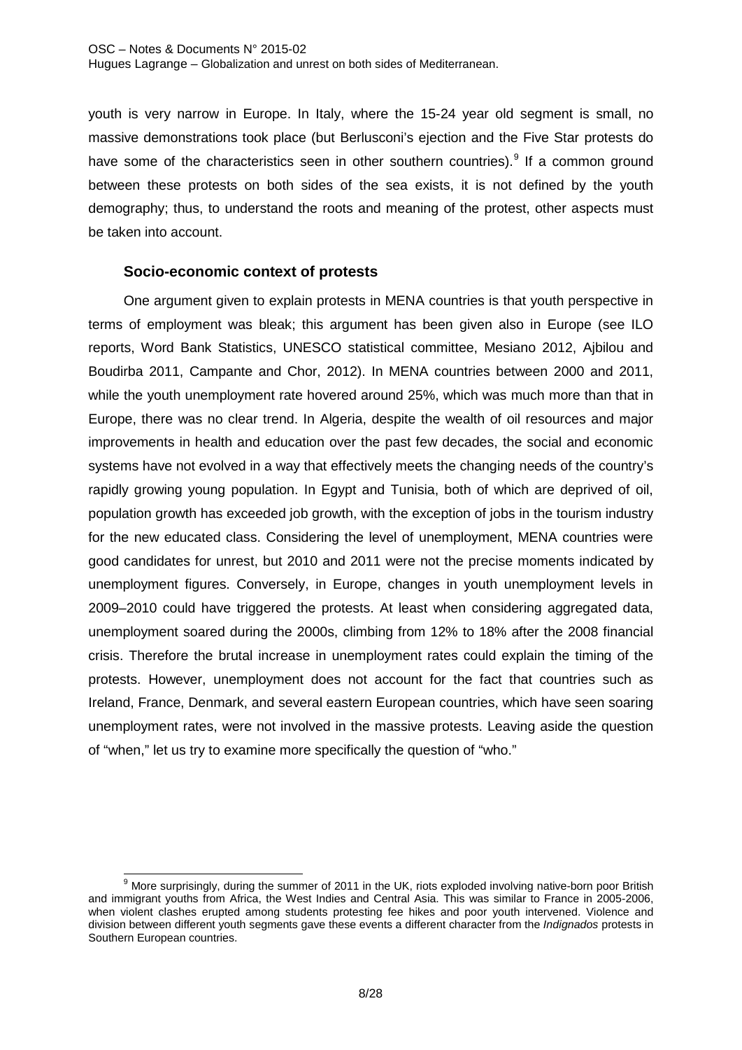youth is very narrow in Europe. In Italy, where the 15-24 year old segment is small, no massive demonstrations took place (but Berlusconi's ejection and the Five Star protests do have some of the characteristics seen in other southern countries).[9] If a common ground between these protests on both sides of the sea exists, it is not defined by the youth demography; thus, to understand the roots and meaning of the protest, other aspects must be taken into account.

### Socio-economic context of protests

One argument given to explain protests in MENA countries is that youth perspective in terms of employment was bleak; this argument has been given also in Europe (see ILO reports, Word Bank Statistics, UNESCO statistical committee, Mesiano 2012, Ajbilou and Boudirba 2011, Campante and Chor, 2012). In MENA countries between 2000 and 2011, while the youth unemployment rate hovered around 25%, which was much more than that in Europe, there was no clear trend. In Algeria, despite the wealth of oil resources and major improvements in health and education over the past few decades, the social and economic systems have not evolved in a way that effectively meets the changing needs of the country's rapidly growing young population. In Egypt and Tunisia, both of which are deprived of oil, population growth has exceeded job growth, with the exception of jobs in the tourism industry for the new educated class. Considering the level of unemployment, MENA countries were good candidates for unrest, but 2010 and 2011 were not the precise moments indicated by unemployment figures. Conversely, in Europe, changes in youth unemployment levels in 2009–2010 could have triggered the protests. At least when considering aggregated data, unemployment soared during the 2000s, climbing from 12% to 18% after the 2008 financial crisis. Therefore the brutal increase in unemployment rates could explain the timing of the protests. However, unemployment does not account for the fact that countries such as Ireland, France, Denmark, and several eastern European countries, which have seen soaring unemployment rates, were not involved in the massive protests. Leaving aside the question of "when," let us try to examine more specifically the question of "who."

[9] More surprisingly, during the summer of 2011 in the UK, riots exploded involving native-born poor British and immigrant youths from Africa, the West Indies and Central Asia. This was similar to France in 2005-2006, when violent clashes erupted among students protesting fee hikes and poor youth intervened. Violence and division between different youth segments gave these events a different character from the *Indignados* protests in Southern European countries.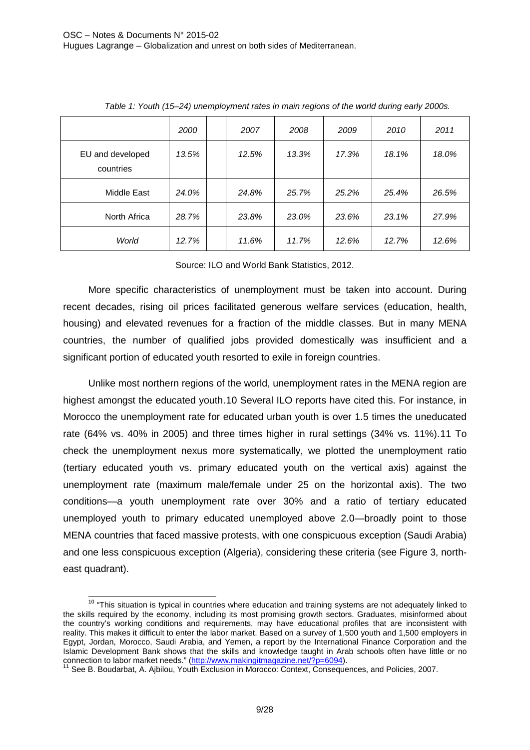*Table 1: Youth (15–24) unemployment rates in main regions of the world during early 2000s.*

| | *2000* | | *2007* | *2008* | *2009* | *2010* | *2011* |
|---|---|---|---|---|---|---|---|
| EU and developed countries | *13.5%* | | *12.5%* | *13.3%* | *17.3%* | *18.1%* | *18.0%* |
| Middle East | *24.0%* | | *24.8%* | *25.7%* | *25.2%* | *25.4%* | *26.5%* |
| North Africa | *28.7%* | | *23.8%* | *23.0%* | *23.6%* | *23.1%* | *27.9%* |
| *World* | *12.7%* | | *11.6%* | *11.7%* | *12.6%* | *12.7%* | *12.6%* |

Source: ILO and World Bank Statistics, 2012.

More specific characteristics of unemployment must be taken into account. During recent decades, rising oil prices facilitated generous welfare services (education, health, housing) and elevated revenues for a fraction of the middle classes. But in many MENA countries, the number of qualified jobs provided domestically was insufficient and a significant portion of educated youth resorted to exile in foreign countries.

Unlike most northern regions of the world, unemployment rates in the MENA region are highest amongst the educated youth.[10] Several ILO reports have cited this. For instance, in Morocco the unemployment rate for educated urban youth is over 1.5 times the uneducated rate (64% vs. 40% in 2005) and three times higher in rural settings (34% vs. 11%).[11] To check the unemployment nexus more systematically, we plotted the unemployment ratio (tertiary educated youth vs. primary educated youth on the vertical axis) against the unemployment rate (maximum male/female under 25 on the horizontal axis). The two conditions—a youth unemployment rate over 30% and a ratio of tertiary educated unemployed youth to primary educated unemployed above 2.0—broadly point to those MENA countries that faced massive protests, with one conspicuous exception (Saudi Arabia) and one less conspicuous exception (Algeria), considering these criteria (see Figure 3, north-east quadrant).

[10] "This situation is typical in countries where education and training systems are not adequately linked to the skills required by the economy, including its most promising growth sectors. Graduates, misinformed about the country's working conditions and requirements, may have educational profiles that are inconsistent with reality. This makes it difficult to enter the labor market. Based on a survey of 1,500 youth and 1,500 employers in Egypt, Jordan, Morocco, Saudi Arabia, and Yemen, a report by the International Finance Corporation and the Islamic Development Bank shows that the skills and knowledge taught in Arab schools often have little or no connection to labor market needs." (http://www.makingitmagazine.net/?p=6094).

[11] See B. Boudarbat, A. Ajbilou, Youth Exclusion in Morocco: Context, Consequences, and Policies, 2007.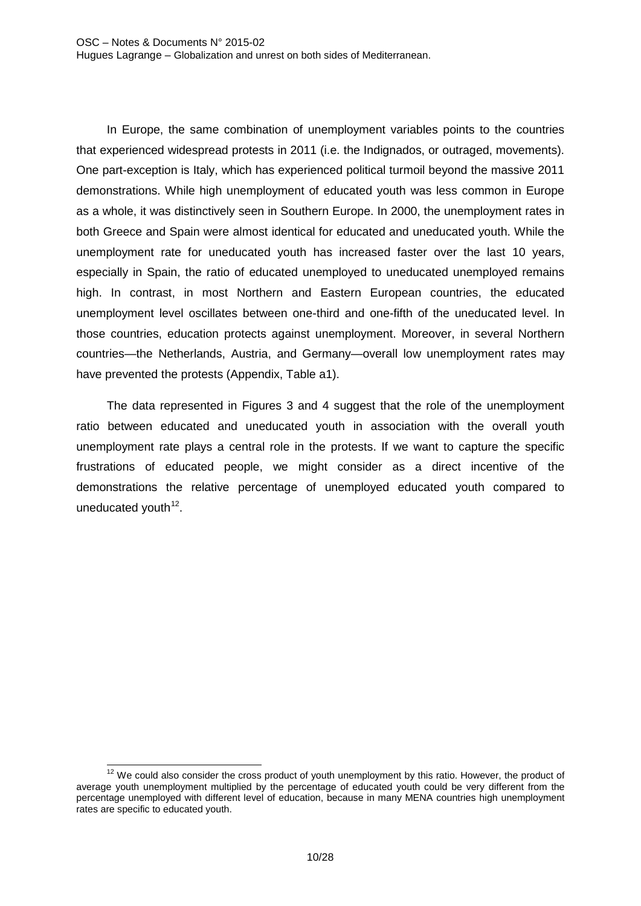In Europe, the same combination of unemployment variables points to the countries that experienced widespread protests in 2011 (i.e. the Indignados, or outraged, movements). One part-exception is Italy, which has experienced political turmoil beyond the massive 2011 demonstrations. While high unemployment of educated youth was less common in Europe as a whole, it was distinctively seen in Southern Europe. In 2000, the unemployment rates in both Greece and Spain were almost identical for educated and uneducated youth. While the unemployment rate for uneducated youth has increased faster over the last 10 years, especially in Spain, the ratio of educated unemployed to uneducated unemployed remains high. In contrast, in most Northern and Eastern European countries, the educated unemployment level oscillates between one-third and one-fifth of the uneducated level. In those countries, education protects against unemployment. Moreover, in several Northern countries—the Netherlands, Austria, and Germany—overall low unemployment rates may have prevented the protests (Appendix, Table a1).

The data represented in Figures 3 and 4 suggest that the role of the unemployment ratio between educated and uneducated youth in association with the overall youth unemployment rate plays a central role in the protests. If we want to capture the specific frustrations of educated people, we might consider as a direct incentive of the demonstrations the relative percentage of unemployed educated youth compared to uneducated youth[12].

[12] We could also consider the cross product of youth unemployment by this ratio. However, the product of average youth unemployment multiplied by the percentage of educated youth could be very different from the percentage unemployed with different level of education, because in many MENA countries high unemployment rates are specific to educated youth.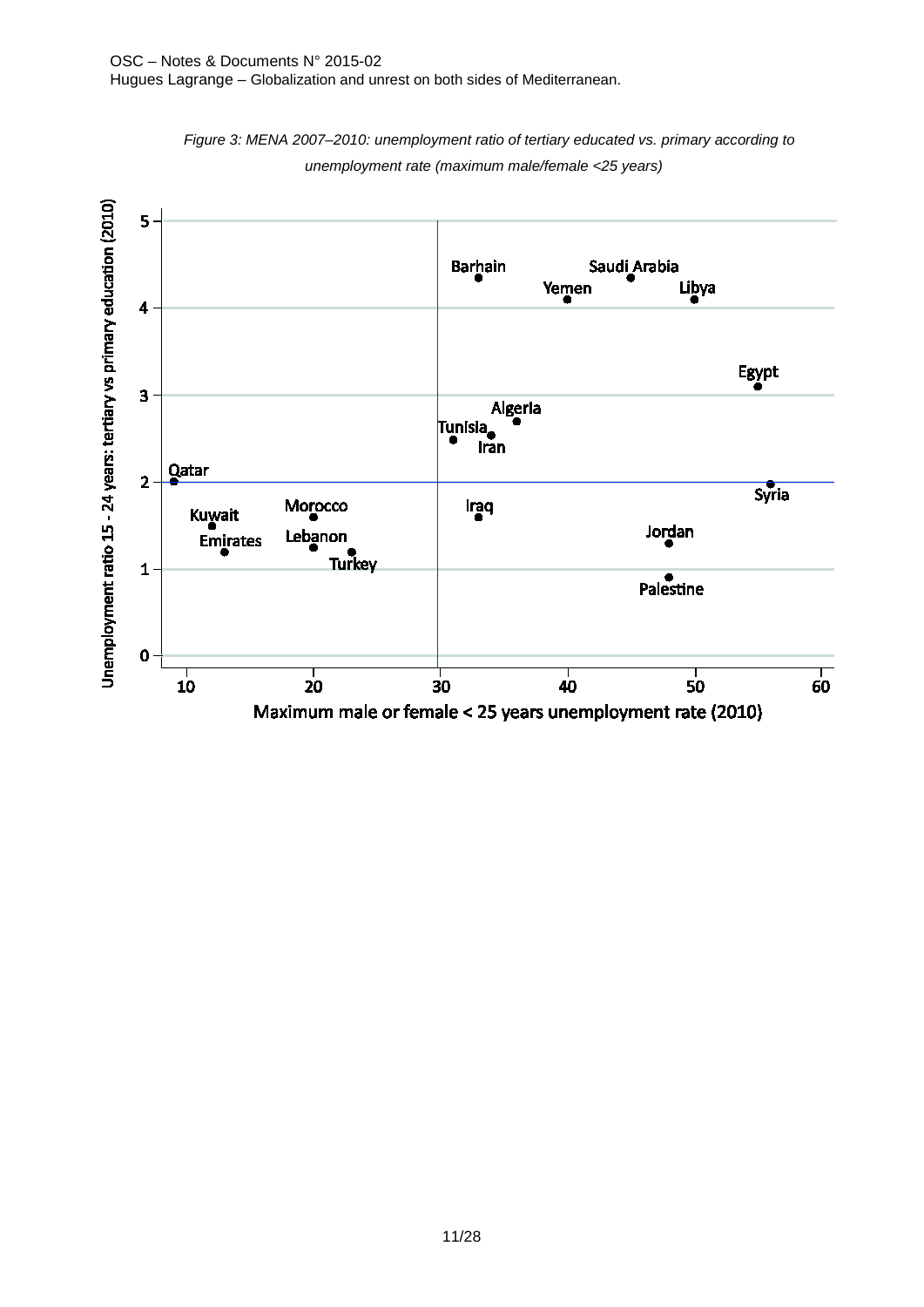*Figure 3: MENA 2007–2010: unemployment ratio of tertiary educated vs. primary according to unemployment rate (maximum male/female <25 years)*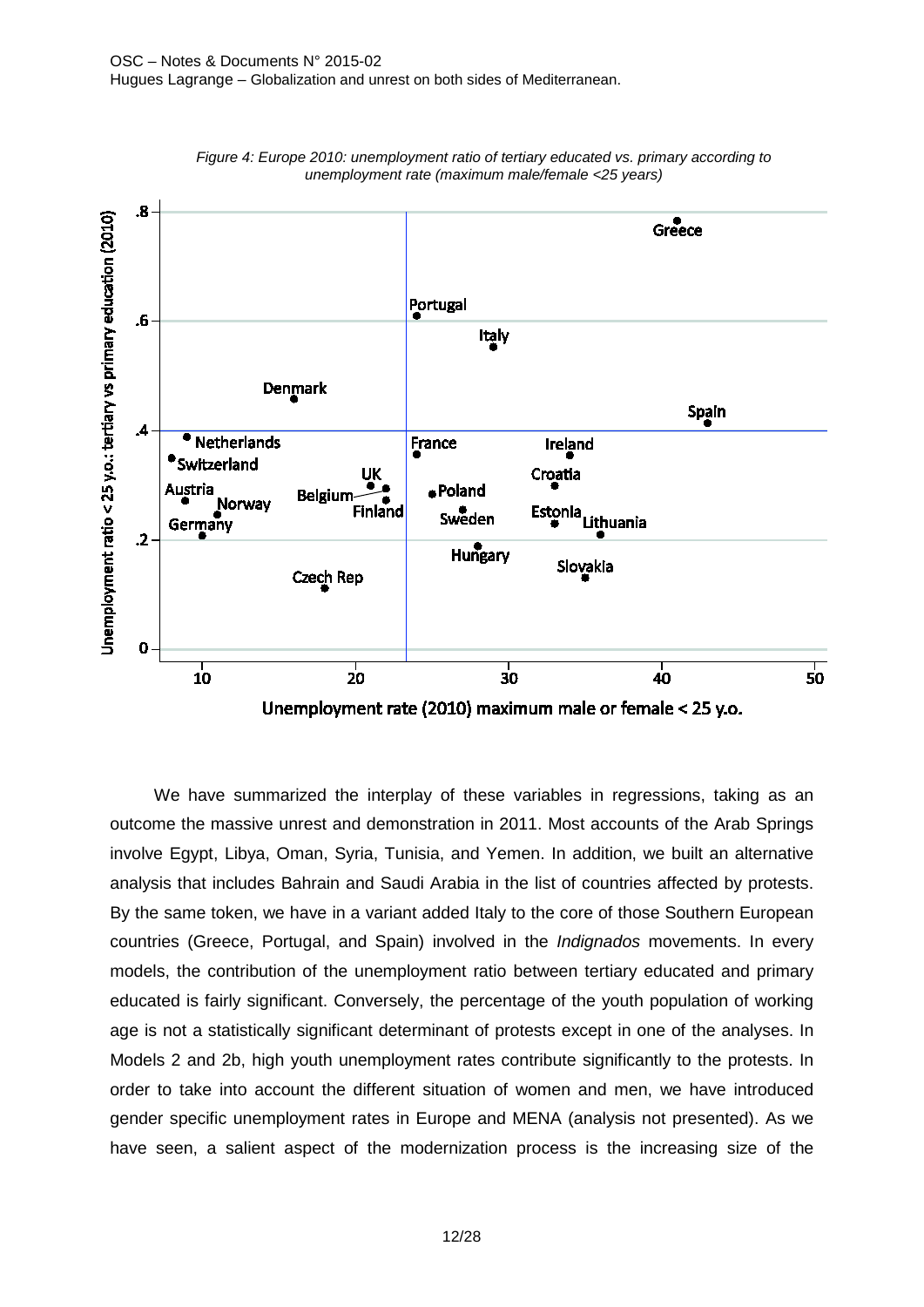*Figure 4: Europe 2010: unemployment ratio of tertiary educated vs. primary according to unemployment rate (maximum male/female <25 years)*

We have summarized the interplay of these variables in regressions, taking as an outcome the massive unrest and demonstration in 2011. Most accounts of the Arab Springs involve Egypt, Libya, Oman, Syria, Tunisia, and Yemen. In addition, we built an alternative analysis that includes Bahrain and Saudi Arabia in the list of countries affected by protests. By the same token, we have in a variant added Italy to the core of those Southern European countries (Greece, Portugal, and Spain) involved in the *Indignados* movements. In every models, the contribution of the unemployment ratio between tertiary educated and primary educated is fairly significant. Conversely, the percentage of the youth population of working age is not a statistically significant determinant of protests except in one of the analyses. In Models 2 and 2b, high youth unemployment rates contribute significantly to the protests. In order to take into account the different situation of women and men, we have introduced gender specific unemployment rates in Europe and MENA (analysis not presented). As we have seen, a salient aspect of the modernization process is the increasing size of the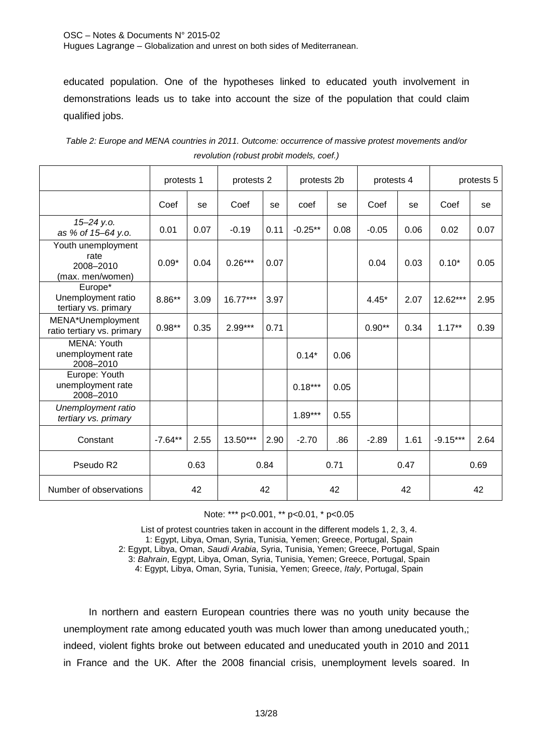educated population. One of the hypotheses linked to educated youth involvement in demonstrations leads us to take into account the size of the population that could claim qualified jobs.

*Table 2: Europe and MENA countries in 2011. Outcome: occurrence of massive protest movements and/or revolution (robust probit models, coef.)*

| | protests 1 | | protests 2 | | protests 2b | | protests 4 | | protests 5 | |
|---|---|---|---|---|---|---|---|---|---|---|
| | Coef | se | Coef | se | coef | se | Coef | se | Coef | se |
| *15–24 y.o. as % of 15–64 y.o.* | 0.01 | 0.07 | -0.19 | 0.11 | -0.25** | 0.08 | -0.05 | 0.06 | 0.02 | 0.07 |
| Youth unemployment rate 2008–2010 (max. men/women) | 0.09* | 0.04 | 0.26*** | 0.07 | | | 0.04 | 0.03 | 0.10* | 0.05 |
| Europe* Unemployment ratio tertiary vs. primary | 8.86** | 3.09 | 16.77*** | 3.97 | | | 4.45* | 2.07 | 12.62*** | 2.95 |
| MENA*Unemployment ratio tertiary vs. primary | 0.98** | 0.35 | 2.99*** | 0.71 | | | 0.90** | 0.34 | 1.17** | 0.39 |
| MENA: Youth unemployment rate 2008–2010 | | | | | 0.14* | 0.06 | | | | |
| Europe: Youth unemployment rate 2008–2010 | | | | | 0.18*** | 0.05 | | | | |
| *Unemployment ratio tertiary vs. primary* | | | | | 1.89*** | 0.55 | | | | |
| Constant | -7.64** | 2.55 | 13.50*** | 2.90 | -2.70 | .86 | -2.89 | 1.61 | -9.15*** | 2.64 |
| Pseudo R2 | 0.63 | | 0.84 | | 0.71 | | 0.47 | | 0.69 | |
| Number of observations | 42 | | 42 | | 42 | | 42 | | 42 | |

Note: *** p<0.001, ** p<0.01, * p<0.05

List of protest countries taken in account in the different models 1, 2, 3, 4.
1: Egypt, Libya, Oman, Syria, Tunisia, Yemen; Greece, Portugal, Spain
2: Egypt, Libya, Oman, *Saudi Arabia*, Syria, Tunisia, Yemen; Greece, Portugal, Spain
3: *Bahrain*, Egypt, Libya, Oman, Syria, Tunisia, Yemen; Greece, Portugal, Spain
4: Egypt, Libya, Oman, Syria, Tunisia, Yemen; Greece, *Italy*, Portugal, Spain

In northern and eastern European countries there was no youth unity because the unemployment rate among educated youth was much lower than among uneducated youth,; indeed, violent fights broke out between educated and uneducated youth in 2010 and 2011 in France and the UK. After the 2008 financial crisis, unemployment levels soared. In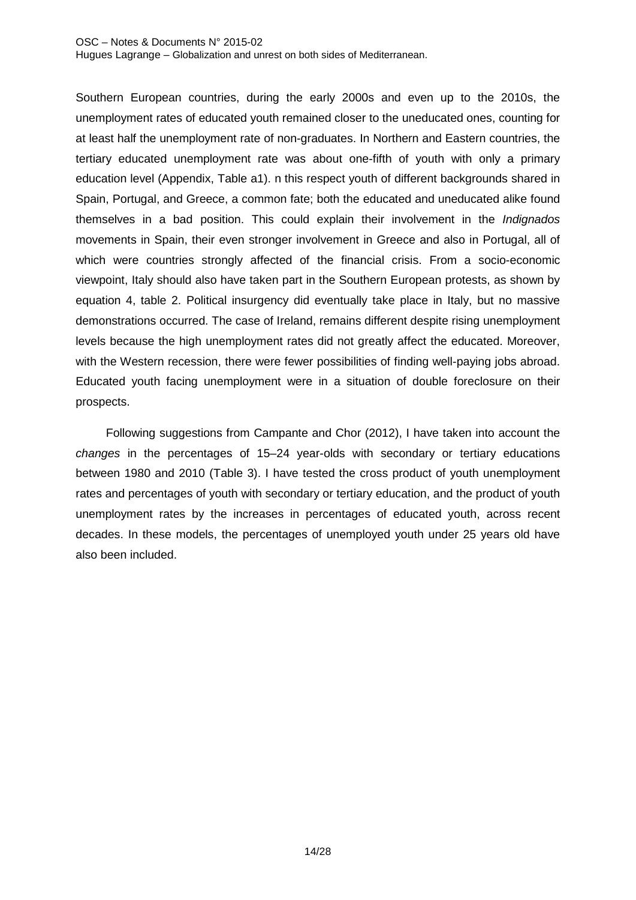Southern European countries, during the early 2000s and even up to the 2010s, the unemployment rates of educated youth remained closer to the uneducated ones, counting for at least half the unemployment rate of non-graduates. In Northern and Eastern countries, the tertiary educated unemployment rate was about one-fifth of youth with only a primary education level (Appendix, Table a1). n this respect youth of different backgrounds shared in Spain, Portugal, and Greece, a common fate; both the educated and uneducated alike found themselves in a bad position. This could explain their involvement in the *Indignados* movements in Spain, their even stronger involvement in Greece and also in Portugal, all of which were countries strongly affected of the financial crisis. From a socio-economic viewpoint, Italy should also have taken part in the Southern European protests, as shown by equation 4, table 2. Political insurgency did eventually take place in Italy, but no massive demonstrations occurred. The case of Ireland, remains different despite rising unemployment levels because the high unemployment rates did not greatly affect the educated. Moreover, with the Western recession, there were fewer possibilities of finding well-paying jobs abroad. Educated youth facing unemployment were in a situation of double foreclosure on their prospects.

Following suggestions from Campante and Chor (2012), I have taken into account the *changes* in the percentages of 15–24 year-olds with secondary or tertiary educations between 1980 and 2010 (Table 3). I have tested the cross product of youth unemployment rates and percentages of youth with secondary or tertiary education, and the product of youth unemployment rates by the increases in percentages of educated youth, across recent decades. In these models, the percentages of unemployed youth under 25 years old have also been included.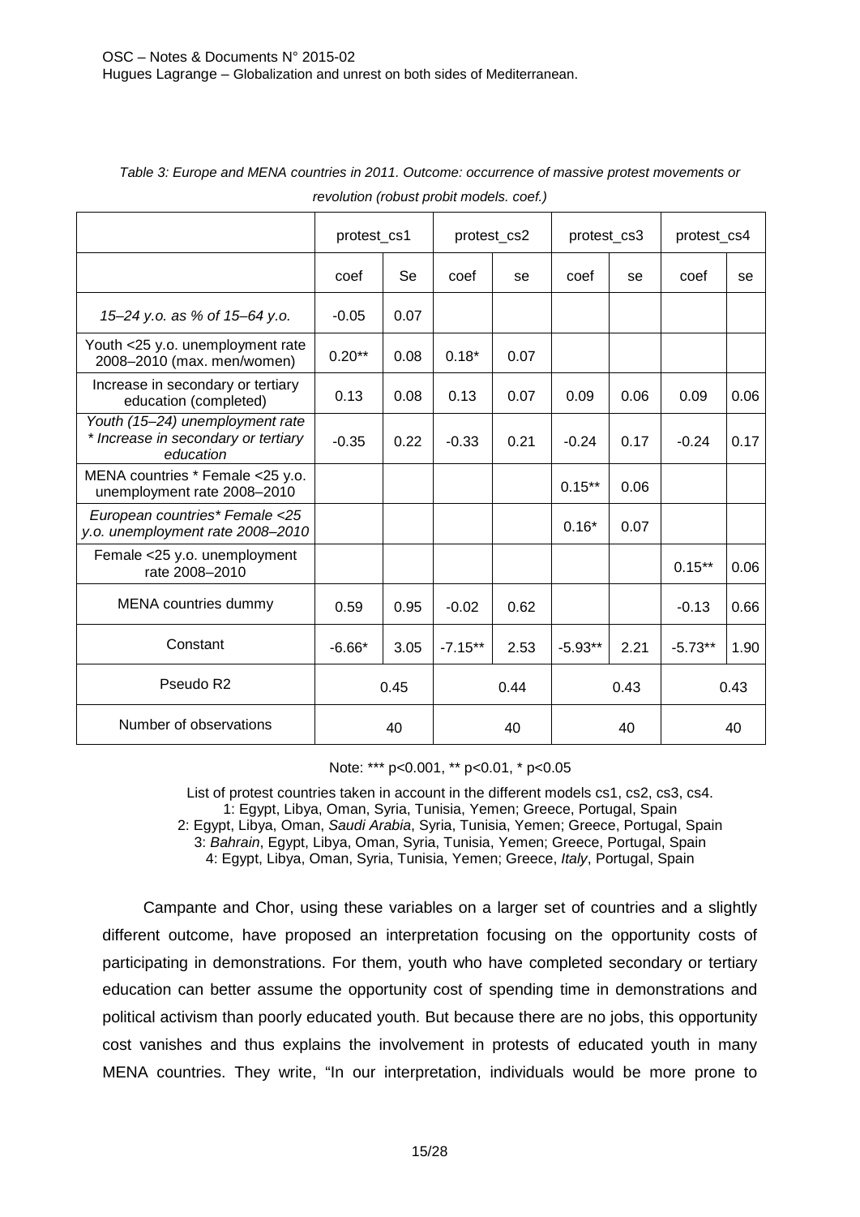*Table 3: Europe and MENA countries in 2011. Outcome: occurrence of massive protest movements or revolution (robust probit models. coef.)*

| | protest_cs1 | | protest_cs2 | | protest_cs3 | | protest_cs4 | |
|---|---|---|---|---|---|---|---|---|
| | coef | Se | coef | se | coef | se | coef | se |
| *15–24 y.o. as % of 15–64 y.o.* | -0.05 | 0.07 | | | | | | |
| Youth <25 y.o. unemployment rate 2008–2010 (max. men/women) | 0.20** | 0.08 | 0.18* | 0.07 | | | | |
| Increase in secondary or tertiary education (completed) | 0.13 | 0.08 | 0.13 | 0.07 | 0.09 | 0.06 | 0.09 | 0.06 |
| *Youth (15–24) unemployment rate * Increase in secondary or tertiary education* | -0.35 | 0.22 | -0.33 | 0.21 | -0.24 | 0.17 | -0.24 | 0.17 |
| MENA countries * Female <25 y.o. unemployment rate 2008–2010 | | | | | 0.15** | 0.06 | | |
| *European countries* Female <25 y.o. unemployment rate 2008–2010* | | | | | 0.16* | 0.07 | | |
| Female <25 y.o. unemployment rate 2008–2010 | | | | | | | 0.15** | 0.06 |
| MENA countries dummy | 0.59 | 0.95 | -0.02 | 0.62 | | | -0.13 | 0.66 |
| Constant | -6.66* | 3.05 | -7.15** | 2.53 | -5.93** | 2.21 | -5.73** | 1.90 |
| Pseudo R2 | 0.45 | | 0.44 | | 0.43 | | 0.43 | |
| Number of observations | 40 | | 40 | | 40 | | 40 | |

Note: *** p<0.001, ** p<0.01, * p<0.05

List of protest countries taken in account in the different models cs1, cs2, cs3, cs4.
1: Egypt, Libya, Oman, Syria, Tunisia, Yemen; Greece, Portugal, Spain
2: Egypt, Libya, Oman, *Saudi Arabia*, Syria, Tunisia, Yemen; Greece, Portugal, Spain
3: *Bahrain*, Egypt, Libya, Oman, Syria, Tunisia, Yemen; Greece, Portugal, Spain
4: Egypt, Libya, Oman, Syria, Tunisia, Yemen; Greece, *Italy*, Portugal, Spain

Campante and Chor, using these variables on a larger set of countries and a slightly different outcome, have proposed an interpretation focusing on the opportunity costs of participating in demonstrations. For them, youth who have completed secondary or tertiary education can better assume the opportunity cost of spending time in demonstrations and political activism than poorly educated youth. But because there are no jobs, this opportunity cost vanishes and thus explains the involvement in protests of educated youth in many MENA countries. They write, "In our interpretation, individuals would be more prone to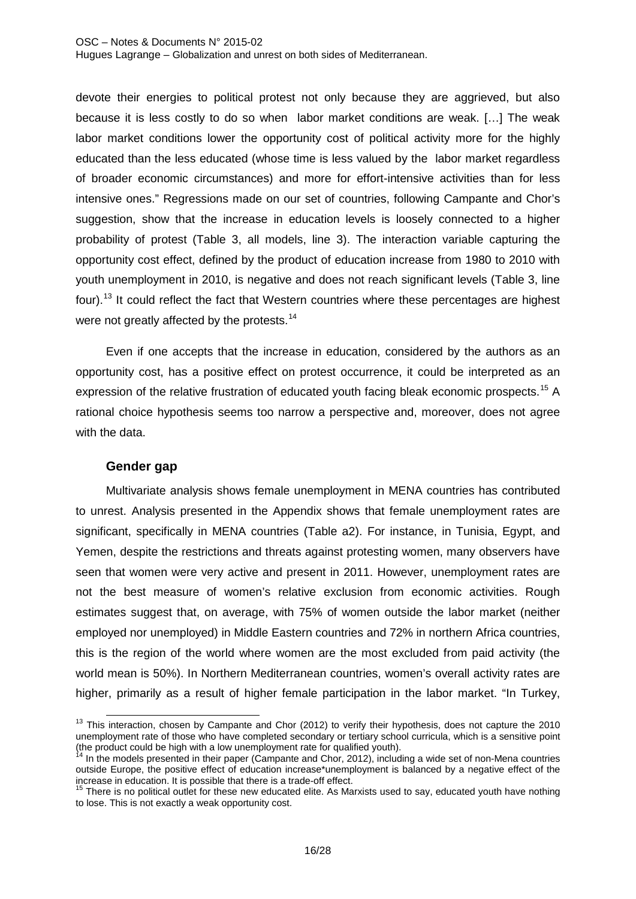devote their energies to political protest not only because they are aggrieved, but also because it is less costly to do so when labor market conditions are weak. […] The weak labor market conditions lower the opportunity cost of political activity more for the highly educated than the less educated (whose time is less valued by the labor market regardless of broader economic circumstances) and more for effort-intensive activities than for less intensive ones." Regressions made on our set of countries, following Campante and Chor's suggestion, show that the increase in education levels is loosely connected to a higher probability of protest (Table 3, all models, line 3). The interaction variable capturing the opportunity cost effect, defined by the product of education increase from 1980 to 2010 with youth unemployment in 2010, is negative and does not reach significant levels (Table 3, line four).[13] It could reflect the fact that Western countries where these percentages are highest were not greatly affected by the protests.[14]

Even if one accepts that the increase in education, considered by the authors as an opportunity cost, has a positive effect on protest occurrence, it could be interpreted as an expression of the relative frustration of educated youth facing bleak economic prospects.[15] A rational choice hypothesis seems too narrow a perspective and, moreover, does not agree with the data.

### Gender gap

Multivariate analysis shows female unemployment in MENA countries has contributed to unrest. Analysis presented in the Appendix shows that female unemployment rates are significant, specifically in MENA countries (Table a2). For instance, in Tunisia, Egypt, and Yemen, despite the restrictions and threats against protesting women, many observers have seen that women were very active and present in 2011. However, unemployment rates are not the best measure of women's relative exclusion from economic activities. Rough estimates suggest that, on average, with 75% of women outside the labor market (neither employed nor unemployed) in Middle Eastern countries and 72% in northern Africa countries, this is the region of the world where women are the most excluded from paid activity (the world mean is 50%). In Northern Mediterranean countries, women's overall activity rates are higher, primarily as a result of higher female participation in the labor market. "In Turkey,

---

[13] This interaction, chosen by Campante and Chor (2012) to verify their hypothesis, does not capture the 2010 unemployment rate of those who have completed secondary or tertiary school curricula, which is a sensitive point (the product could be high with a low unemployment rate for qualified youth).

[14] In the models presented in their paper (Campante and Chor, 2012), including a wide set of non-Mena countries outside Europe, the positive effect of education increase*unemployment is balanced by a negative effect of the increase in education. It is possible that there is a trade-off effect.

[15] There is no political outlet for these new educated elite. As Marxists used to say, educated youth have nothing to lose. This is not exactly a weak opportunity cost.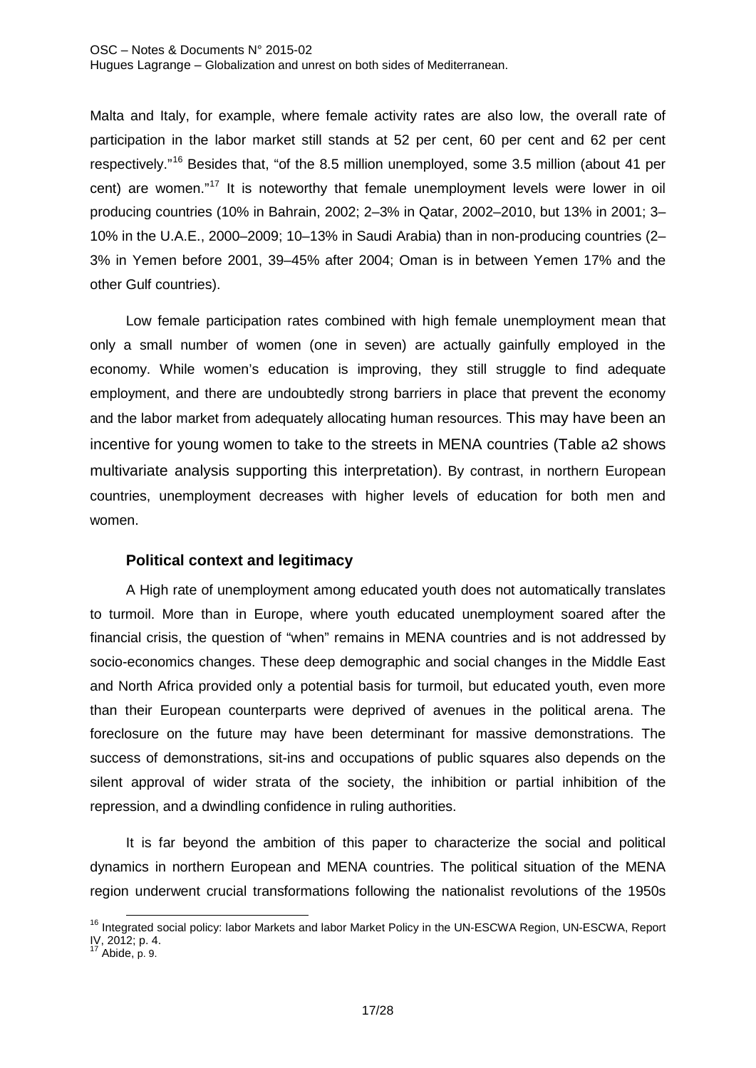Malta and Italy, for example, where female activity rates are also low, the overall rate of participation in the labor market still stands at 52 per cent, 60 per cent and 62 per cent respectively."[16] Besides that, "of the 8.5 million unemployed, some 3.5 million (about 41 per cent) are women."[17] It is noteworthy that female unemployment levels were lower in oil producing countries (10% in Bahrain, 2002; 2–3% in Qatar, 2002–2010, but 13% in 2001; 3–10% in the U.A.E., 2000–2009; 10–13% in Saudi Arabia) than in non-producing countries (2–3% in Yemen before 2001, 39–45% after 2004; Oman is in between Yemen 17% and the other Gulf countries).

Low female participation rates combined with high female unemployment mean that only a small number of women (one in seven) are actually gainfully employed in the economy. While women's education is improving, they still struggle to find adequate employment, and there are undoubtedly strong barriers in place that prevent the economy and the labor market from adequately allocating human resources. This may have been an incentive for young women to take to the streets in MENA countries (Table a2 shows multivariate analysis supporting this interpretation). By contrast, in northern European countries, unemployment decreases with higher levels of education for both men and women.

### Political context and legitimacy

A High rate of unemployment among educated youth does not automatically translates to turmoil. More than in Europe, where youth educated unemployment soared after the financial crisis, the question of "when" remains in MENA countries and is not addressed by socio-economics changes. These deep demographic and social changes in the Middle East and North Africa provided only a potential basis for turmoil, but educated youth, even more than their European counterparts were deprived of avenues in the political arena. The foreclosure on the future may have been determinant for massive demonstrations. The success of demonstrations, sit-ins and occupations of public squares also depends on the silent approval of wider strata of the society, the inhibition or partial inhibition of the repression, and a dwindling confidence in ruling authorities.

It is far beyond the ambition of this paper to characterize the social and political dynamics in northern European and MENA countries. The political situation of the MENA region underwent crucial transformations following the nationalist revolutions of the 1950s

[16] Integrated social policy: labor Markets and labor Market Policy in the UN-ESCWA Region, UN-ESCWA, Report IV, 2012; p. 4.

[17] Abide, p. 9.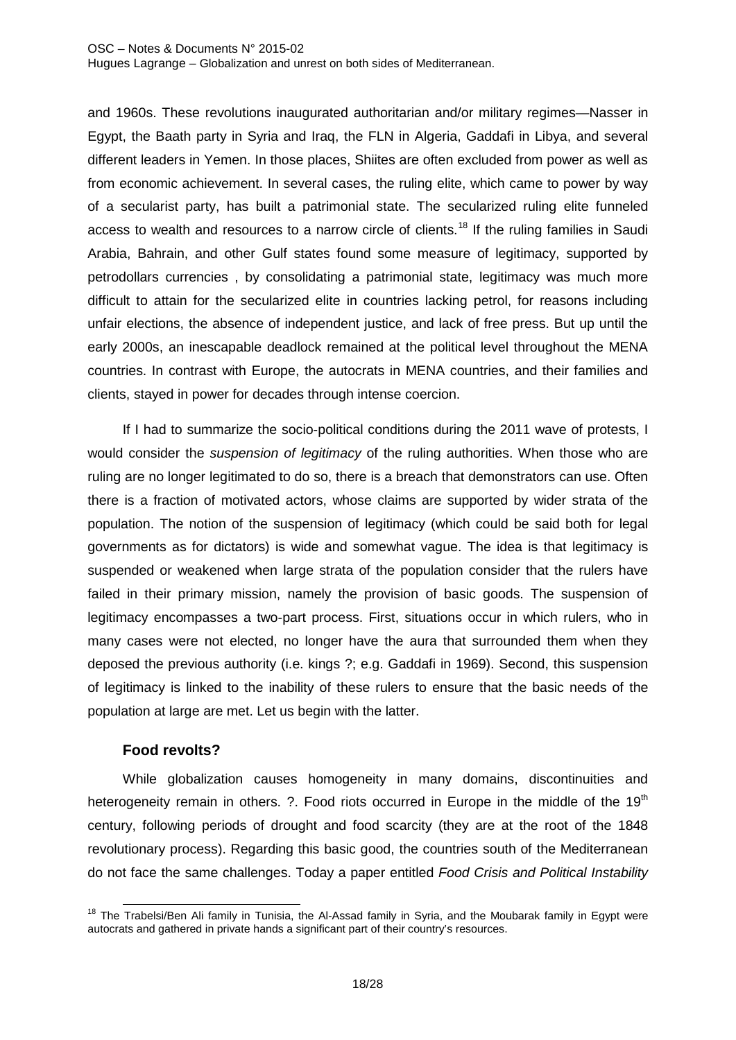and 1960s. These revolutions inaugurated authoritarian and/or military regimes—Nasser in Egypt, the Baath party in Syria and Iraq, the FLN in Algeria, Gaddafi in Libya, and several different leaders in Yemen. In those places, Shiites are often excluded from power as well as from economic achievement. In several cases, the ruling elite, which came to power by way of a secularist party, has built a patrimonial state. The secularized ruling elite funneled access to wealth and resources to a narrow circle of clients.[18] If the ruling families in Saudi Arabia, Bahrain, and other Gulf states found some measure of legitimacy, supported by petrodollars currencies , by consolidating a patrimonial state, legitimacy was much more difficult to attain for the secularized elite in countries lacking petrol, for reasons including unfair elections, the absence of independent justice, and lack of free press. But up until the early 2000s, an inescapable deadlock remained at the political level throughout the MENA countries. In contrast with Europe, the autocrats in MENA countries, and their families and clients, stayed in power for decades through intense coercion.

If I had to summarize the socio-political conditions during the 2011 wave of protests, I would consider the *suspension of legitimacy* of the ruling authorities. When those who are ruling are no longer legitimated to do so, there is a breach that demonstrators can use. Often there is a fraction of motivated actors, whose claims are supported by wider strata of the population. The notion of the suspension of legitimacy (which could be said both for legal governments as for dictators) is wide and somewhat vague. The idea is that legitimacy is suspended or weakened when large strata of the population consider that the rulers have failed in their primary mission, namely the provision of basic goods. The suspension of legitimacy encompasses a two-part process. First, situations occur in which rulers, who in many cases were not elected, no longer have the aura that surrounded them when they deposed the previous authority (i.e. kings ?; e.g. Gaddafi in 1969). Second, this suspension of legitimacy is linked to the inability of these rulers to ensure that the basic needs of the population at large are met. Let us begin with the latter.

### Food revolts?

While globalization causes homogeneity in many domains, discontinuities and heterogeneity remain in others. ?. Food riots occurred in Europe in the middle of the 19th century, following periods of drought and food scarcity (they are at the root of the 1848 revolutionary process). Regarding this basic good, the countries south of the Mediterranean do not face the same challenges. Today a paper entitled *Food Crisis and Political Instability*

[18] The Trabelsi/Ben Ali family in Tunisia, the Al-Assad family in Syria, and the Moubarak family in Egypt were autocrats and gathered in private hands a significant part of their country's resources.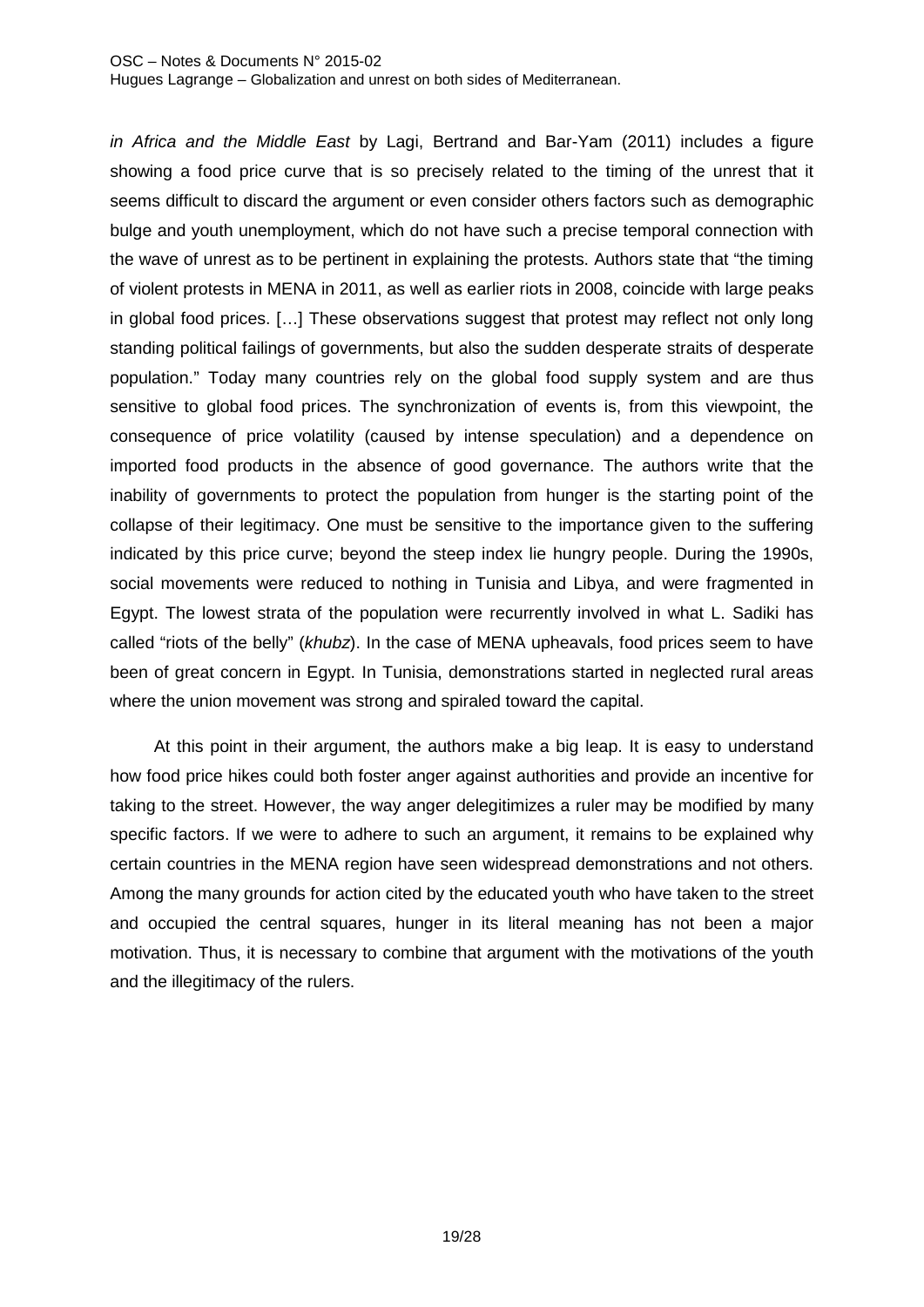*in Africa and the Middle East* by Lagi, Bertrand and Bar-Yam (2011) includes a figure showing a food price curve that is so precisely related to the timing of the unrest that it seems difficult to discard the argument or even consider others factors such as demographic bulge and youth unemployment, which do not have such a precise temporal connection with the wave of unrest as to be pertinent in explaining the protests. Authors state that "the timing of violent protests in MENA in 2011, as well as earlier riots in 2008, coincide with large peaks in global food prices. […] These observations suggest that protest may reflect not only long standing political failings of governments, but also the sudden desperate straits of desperate population." Today many countries rely on the global food supply system and are thus sensitive to global food prices. The synchronization of events is, from this viewpoint, the consequence of price volatility (caused by intense speculation) and a dependence on imported food products in the absence of good governance. The authors write that the inability of governments to protect the population from hunger is the starting point of the collapse of their legitimacy. One must be sensitive to the importance given to the suffering indicated by this price curve; beyond the steep index lie hungry people. During the 1990s, social movements were reduced to nothing in Tunisia and Libya, and were fragmented in Egypt. The lowest strata of the population were recurrently involved in what L. Sadiki has called "riots of the belly" (*khubz*). In the case of MENA upheavals, food prices seem to have been of great concern in Egypt. In Tunisia, demonstrations started in neglected rural areas where the union movement was strong and spiraled toward the capital.

At this point in their argument, the authors make a big leap. It is easy to understand how food price hikes could both foster anger against authorities and provide an incentive for taking to the street. However, the way anger delegitimizes a ruler may be modified by many specific factors. If we were to adhere to such an argument, it remains to be explained why certain countries in the MENA region have seen widespread demonstrations and not others. Among the many grounds for action cited by the educated youth who have taken to the street and occupied the central squares, hunger in its literal meaning has not been a major motivation. Thus, it is necessary to combine that argument with the motivations of the youth and the illegitimacy of the rulers.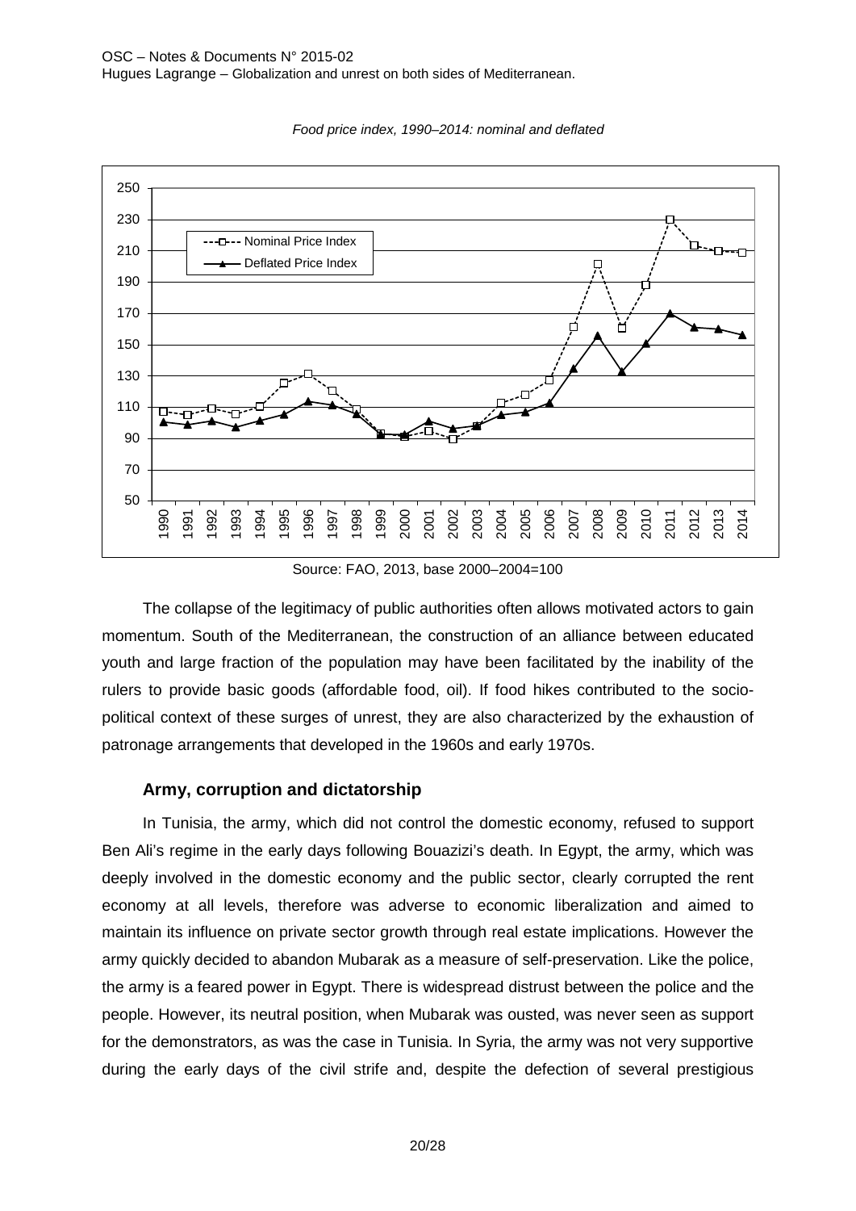*Food price index, 1990–2014: nominal and deflated*

Source: FAO, 2013, base 2000–2004=100

The collapse of the legitimacy of public authorities often allows motivated actors to gain momentum. South of the Mediterranean, the construction of an alliance between educated youth and large fraction of the population may have been facilitated by the inability of the rulers to provide basic goods (affordable food, oil). If food hikes contributed to the socio-political context of these surges of unrest, they are also characterized by the exhaustion of patronage arrangements that developed in the 1960s and early 1970s.

### Army, corruption and dictatorship

In Tunisia, the army, which did not control the domestic economy, refused to support Ben Ali's regime in the early days following Bouazizi's death. In Egypt, the army, which was deeply involved in the domestic economy and the public sector, clearly corrupted the rent economy at all levels, therefore was adverse to economic liberalization and aimed to maintain its influence on private sector growth through real estate implications. However the army quickly decided to abandon Mubarak as a measure of self-preservation. Like the police, the army is a feared power in Egypt. There is widespread distrust between the police and the people. However, its neutral position, when Mubarak was ousted, was never seen as support for the demonstrators, as was the case in Tunisia. In Syria, the army was not very supportive during the early days of the civil strife and, despite the defection of several prestigious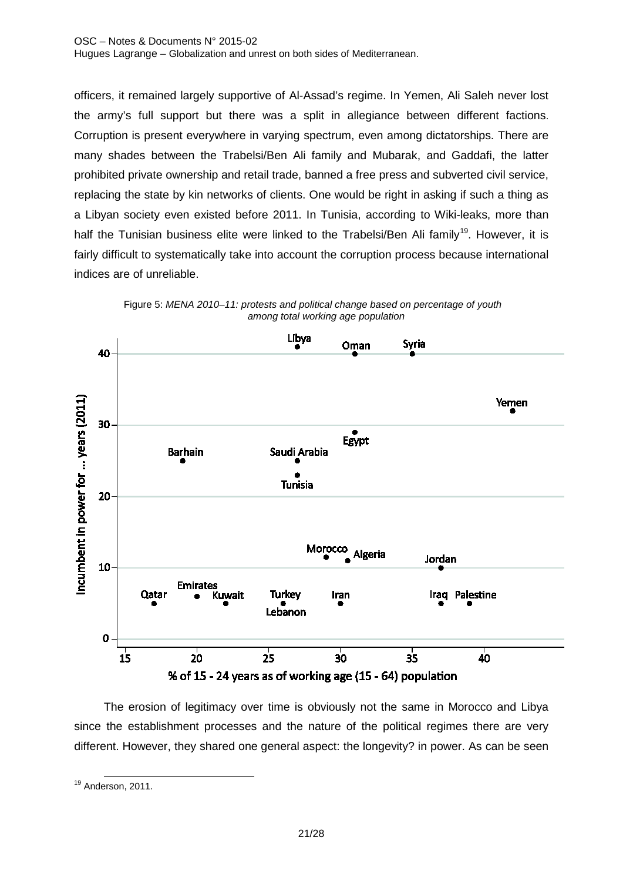officers, it remained largely supportive of Al-Assad's regime. In Yemen, Ali Saleh never lost the army's full support but there was a split in allegiance between different factions. Corruption is present everywhere in varying spectrum, even among dictatorships. There are many shades between the Trabelsi/Ben Ali family and Mubarak, and Gaddafi, the latter prohibited private ownership and retail trade, banned a free press and subverted civil service, replacing the state by kin networks of clients. One would be right in asking if such a thing as a Libyan society even existed before 2011. In Tunisia, according to Wiki-leaks, more than half the Tunisian business elite were linked to the Trabelsi/Ben Ali family[19]. However, it is fairly difficult to systematically take into account the corruption process because international indices are of unreliable.

Figure 5: *MENA 2010–11: protests and political change based on percentage of youth among total working age population*

The erosion of legitimacy over time is obviously not the same in Morocco and Libya since the establishment processes and the nature of the political regimes there are very different. However, they shared one general aspect: the longevity? in power. As can be seen

[19] Anderson, 2011.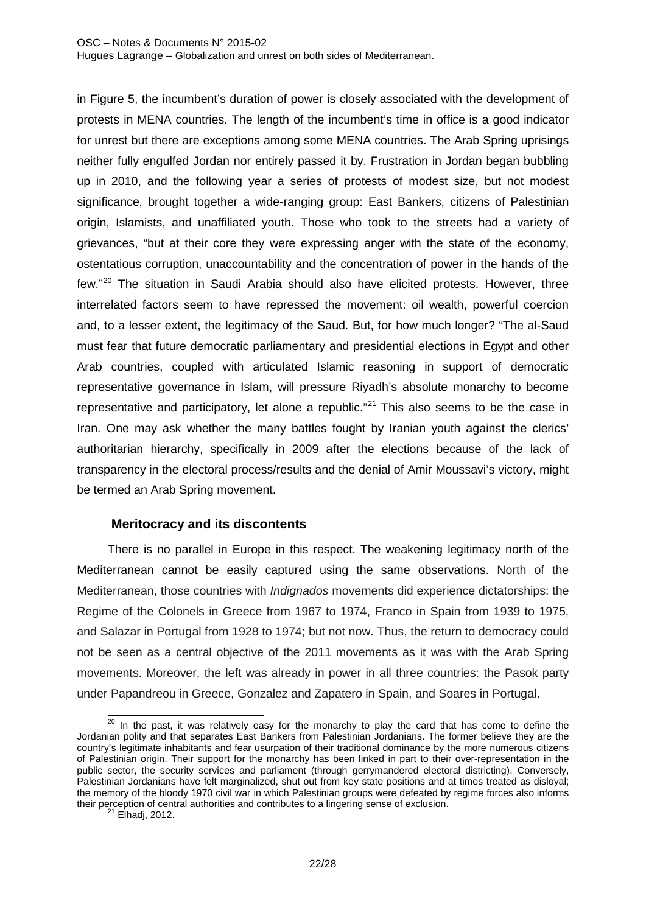in Figure 5, the incumbent's duration of power is closely associated with the development of protests in MENA countries. The length of the incumbent's time in office is a good indicator for unrest but there are exceptions among some MENA countries. The Arab Spring uprisings neither fully engulfed Jordan nor entirely passed it by. Frustration in Jordan began bubbling up in 2010, and the following year a series of protests of modest size, but not modest significance, brought together a wide-ranging group: East Bankers, citizens of Palestinian origin, Islamists, and unaffiliated youth. Those who took to the streets had a variety of grievances, "but at their core they were expressing anger with the state of the economy, ostentatious corruption, unaccountability and the concentration of power in the hands of the few."[20] The situation in Saudi Arabia should also have elicited protests. However, three interrelated factors seem to have repressed the movement: oil wealth, powerful coercion and, to a lesser extent, the legitimacy of the Saud. But, for how much longer? "The al-Saud must fear that future democratic parliamentary and presidential elections in Egypt and other Arab countries, coupled with articulated Islamic reasoning in support of democratic representative governance in Islam, will pressure Riyadh's absolute monarchy to become representative and participatory, let alone a republic."[21] This also seems to be the case in Iran. One may ask whether the many battles fought by Iranian youth against the clerics' authoritarian hierarchy, specifically in 2009 after the elections because of the lack of transparency in the electoral process/results and the denial of Amir Moussavi's victory, might be termed an Arab Spring movement.

### Meritocracy and its discontents

There is no parallel in Europe in this respect. The weakening legitimacy north of the Mediterranean cannot be easily captured using the same observations. North of the Mediterranean, those countries with *Indignados* movements did experience dictatorships: the Regime of the Colonels in Greece from 1967 to 1974, Franco in Spain from 1939 to 1975, and Salazar in Portugal from 1928 to 1974; but not now. Thus, the return to democracy could not be seen as a central objective of the 2011 movements as it was with the Arab Spring movements. Moreover, the left was already in power in all three countries: the Pasok party under Papandreou in Greece, Gonzalez and Zapatero in Spain, and Soares in Portugal.

---

[20] In the past, it was relatively easy for the monarchy to play the card that has come to define the Jordanian polity and that separates East Bankers from Palestinian Jordanians. The former believe they are the country's legitimate inhabitants and fear usurpation of their traditional dominance by the more numerous citizens of Palestinian origin. Their support for the monarchy has been linked in part to their over-representation in the public sector, the security services and parliament (through gerrymandered electoral districting). Conversely, Palestinian Jordanians have felt marginalized, shut out from key state positions and at times treated as disloyal; the memory of the bloody 1970 civil war in which Palestinian groups were defeated by regime forces also informs their perception of central authorities and contributes to a lingering sense of exclusion.

[21] Elhadj, 2012.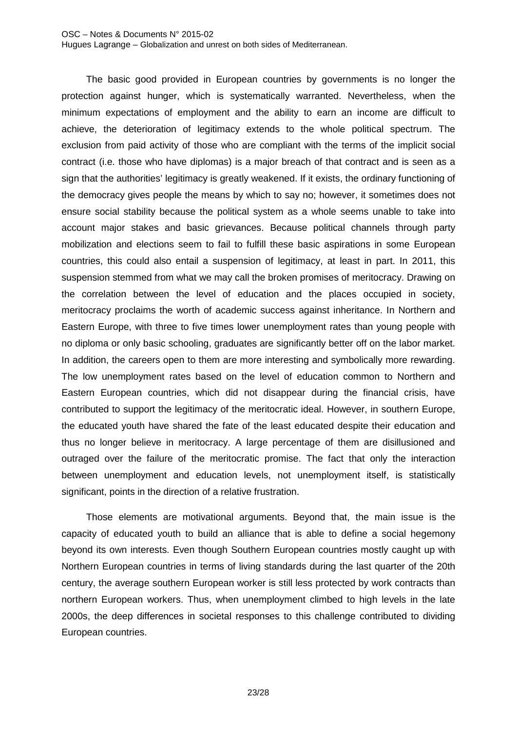The basic good provided in European countries by governments is no longer the protection against hunger, which is systematically warranted. Nevertheless, when the minimum expectations of employment and the ability to earn an income are difficult to achieve, the deterioration of legitimacy extends to the whole political spectrum. The exclusion from paid activity of those who are compliant with the terms of the implicit social contract (i.e. those who have diplomas) is a major breach of that contract and is seen as a sign that the authorities' legitimacy is greatly weakened. If it exists, the ordinary functioning of the democracy gives people the means by which to say no; however, it sometimes does not ensure social stability because the political system as a whole seems unable to take into account major stakes and basic grievances. Because political channels through party mobilization and elections seem to fail to fulfill these basic aspirations in some European countries, this could also entail a suspension of legitimacy, at least in part. In 2011, this suspension stemmed from what we may call the broken promises of meritocracy. Drawing on the correlation between the level of education and the places occupied in society, meritocracy proclaims the worth of academic success against inheritance. In Northern and Eastern Europe, with three to five times lower unemployment rates than young people with no diploma or only basic schooling, graduates are significantly better off on the labor market. In addition, the careers open to them are more interesting and symbolically more rewarding. The low unemployment rates based on the level of education common to Northern and Eastern European countries, which did not disappear during the financial crisis, have contributed to support the legitimacy of the meritocratic ideal. However, in southern Europe, the educated youth have shared the fate of the least educated despite their education and thus no longer believe in meritocracy. A large percentage of them are disillusioned and outraged over the failure of the meritocratic promise. The fact that only the interaction between unemployment and education levels, not unemployment itself, is statistically significant, points in the direction of a relative frustration.

Those elements are motivational arguments. Beyond that, the main issue is the capacity of educated youth to build an alliance that is able to define a social hegemony beyond its own interests. Even though Southern European countries mostly caught up with Northern European countries in terms of living standards during the last quarter of the 20th century, the average southern European worker is still less protected by work contracts than northern European workers. Thus, when unemployment climbed to high levels in the late 2000s, the deep differences in societal responses to this challenge contributed to dividing European countries.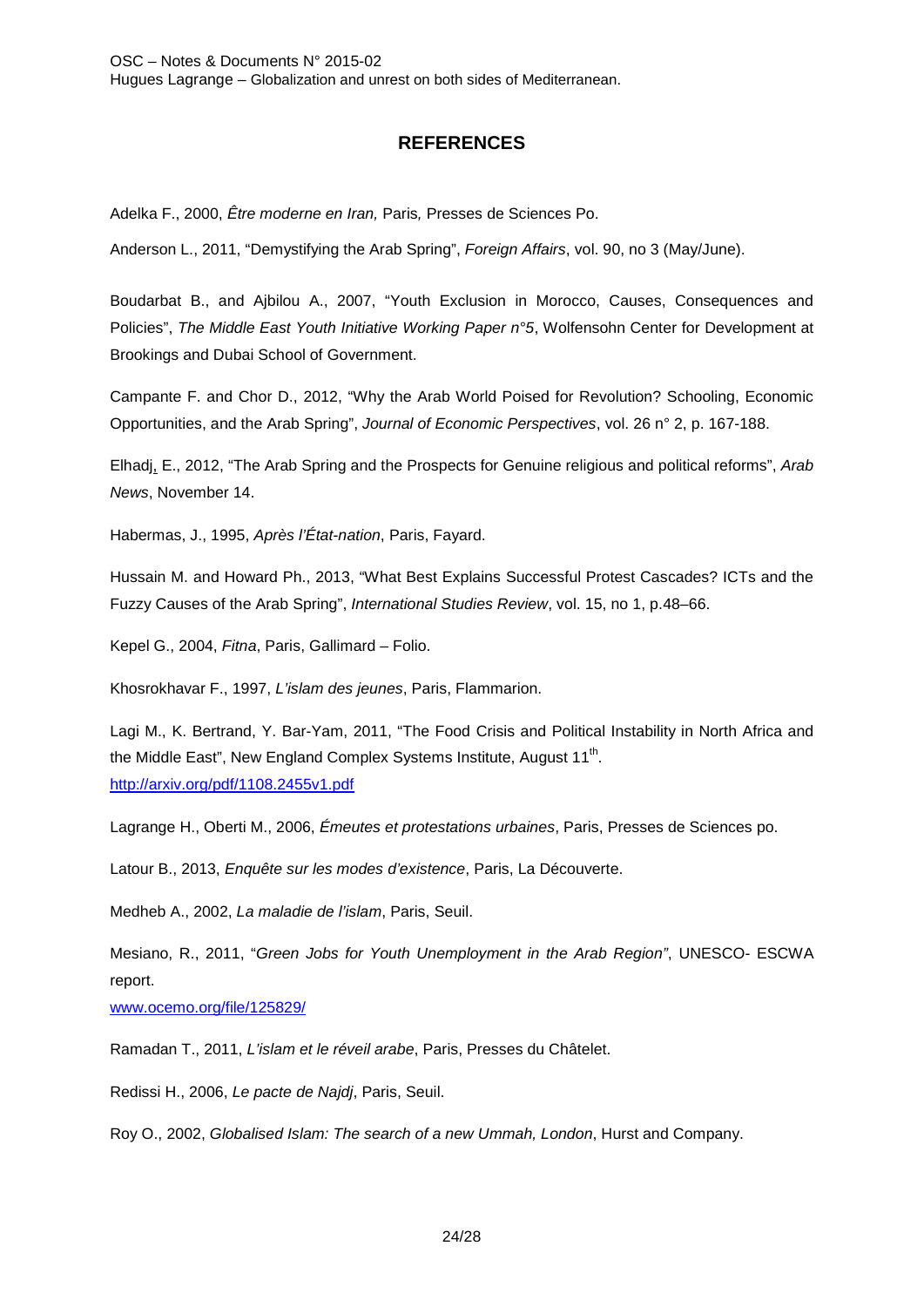## REFERENCES

Adelka F., 2000, *Être moderne en Iran,* Paris*,* Presses de Sciences Po.

Anderson L., 2011, "Demystifying the Arab Spring", *Foreign Affairs*, vol. 90, no 3 (May/June).

Boudarbat B., and Ajbilou A., 2007, "Youth Exclusion in Morocco, Causes, Consequences and Policies", *The Middle East Youth Initiative Working Paper n°5*, Wolfensohn Center for Development at Brookings and Dubai School of Government.

Campante F. and Chor D., 2012, "Why the Arab World Poised for Revolution? Schooling, Economic Opportunities, and the Arab Spring", *Journal of Economic Perspectives*, vol. 26 n° 2, p. 167-188.

Elhadj, E., 2012, "The Arab Spring and the Prospects for Genuine religious and political reforms", *Arab News*, November 14.

Habermas, J., 1995, *Après l'État-nation*, Paris, Fayard.

Hussain M. and Howard Ph., 2013, "What Best Explains Successful Protest Cascades? ICTs and the Fuzzy Causes of the Arab Spring", *International Studies Review*, vol. 15, no 1, p.48–66.

Kepel G., 2004, *Fitna*, Paris, Gallimard – Folio.

Khosrokhavar F., 1997, *L'islam des jeunes*, Paris, Flammarion.

Lagi M., K. Bertrand, Y. Bar-Yam, 2011, "The Food Crisis and Political Instability in North Africa and the Middle East", New England Complex Systems Institute, August 11th.
http://arxiv.org/pdf/1108.2455v1.pdf

Lagrange H., Oberti M., 2006, *Émeutes et protestations urbaines*, Paris, Presses de Sciences po.

Latour B., 2013, *Enquête sur les modes d'existence*, Paris, La Découverte.

Medheb A., 2002, *La maladie de l'islam*, Paris, Seuil.

Mesiano, R., 2011, "*Green Jobs for Youth Unemployment in the Arab Region"*, UNESCO- ESCWA report.
www.ocemo.org/file/125829/

Ramadan T., 2011, *L'islam et le réveil arabe*, Paris, Presses du Châtelet.

Redissi H., 2006, *Le pacte de Najdj*, Paris, Seuil.

Roy O., 2002, *Globalised Islam: The search of a new Ummah, London*, Hurst and Company.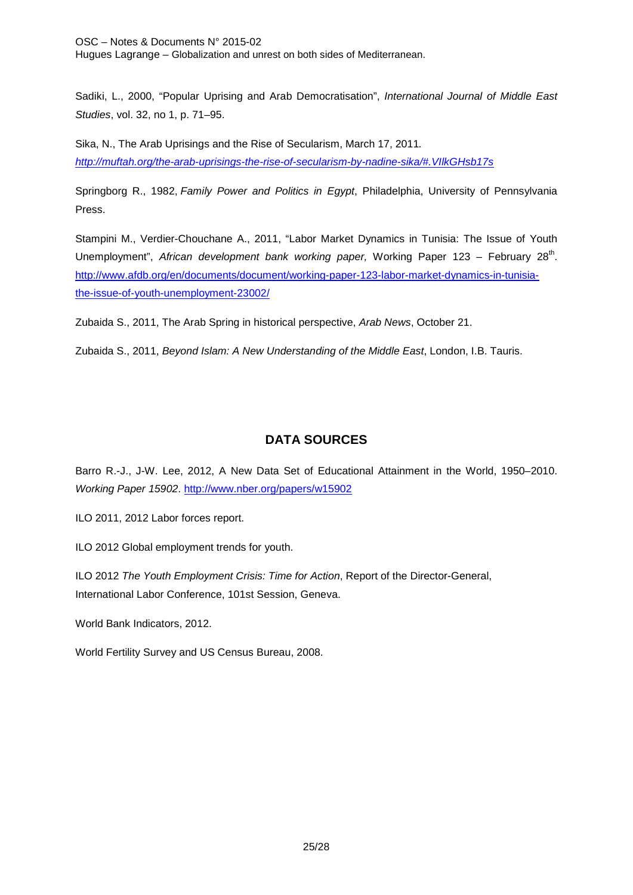Sadiki, L., 2000, “Popular Uprising and Arab Democratisation”, *International Journal of Middle East Studies*, vol. 32, no 1, p. 71–95.

Sika, N., The Arab Uprisings and the Rise of Secularism, March 17, 2011. *http://muftah.org/the-arab-uprisings-the-rise-of-secularism-by-nadine-sika/#.VIlkGHsb17s*

Springborg R., 1982, *Family Power and Politics in Egypt*, Philadelphia, University of Pennsylvania Press.

Stampini M., Verdier-Chouchane A., 2011, “Labor Market Dynamics in Tunisia: The Issue of Youth Unemployment”, *African development bank working paper,* Working Paper 123 – February 28th. http://www.afdb.org/en/documents/document/working-paper-123-labor-market-dynamics-in-tunisia-the-issue-of-youth-unemployment-23002/

Zubaida S., 2011, The Arab Spring in historical perspective, *Arab News*, October 21.

Zubaida S., 2011, *Beyond Islam: A New Understanding of the Middle East*, London, I.B. Tauris.

## DATA SOURCES

Barro R.-J., J-W. Lee, 2012, A New Data Set of Educational Attainment in the World, 1950–2010. *Working Paper 15902*. http://www.nber.org/papers/w15902

ILO 2011, 2012 Labor forces report.

ILO 2012 Global employment trends for youth.

ILO 2012 *The Youth Employment Crisis: Time for Action*, Report of the Director-General, International Labor Conference, 101st Session, Geneva.

World Bank Indicators, 2012.

World Fertility Survey and US Census Bureau, 2008.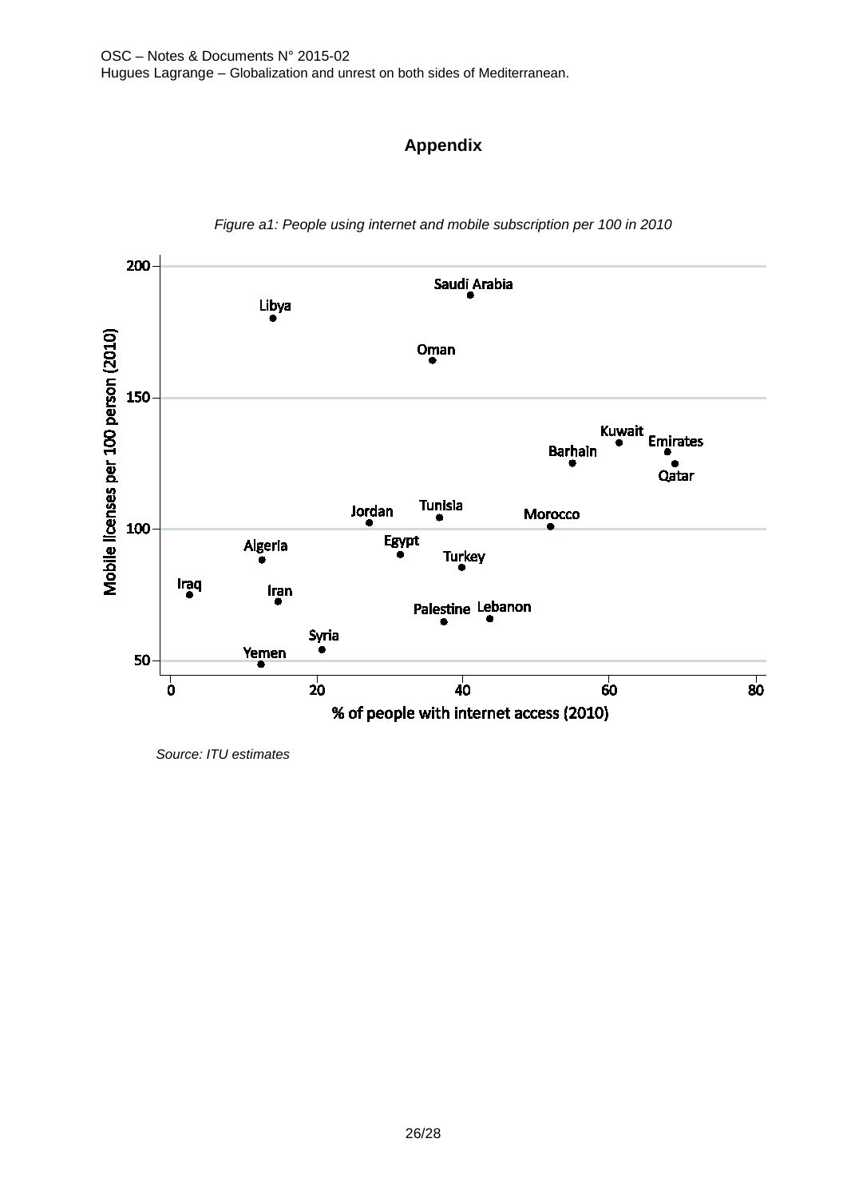## Appendix

*Figure a1: People using internet and mobile subscription per 100 in 2010*

*Source: ITU estimates*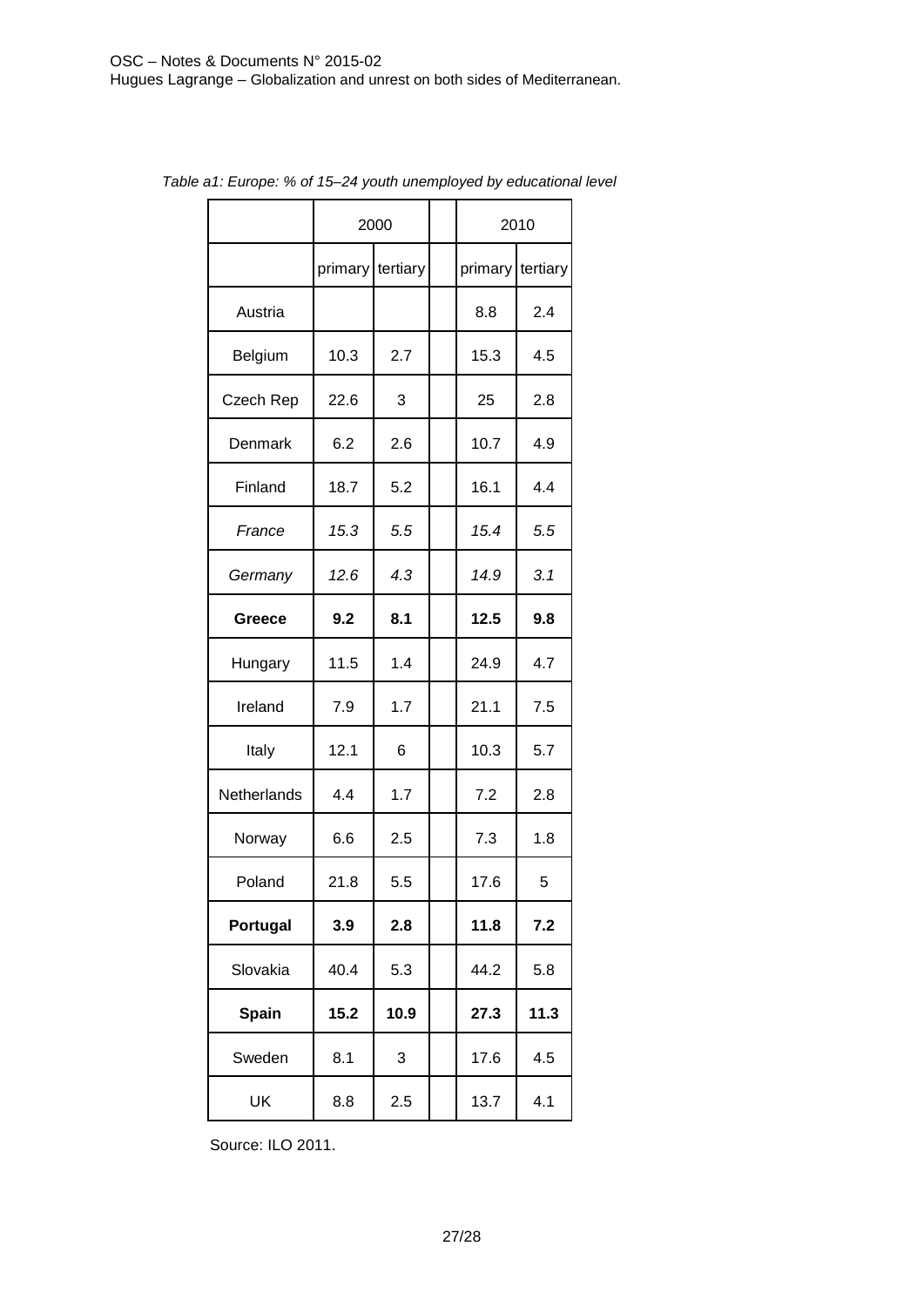*Table a1: Europe: % of 15–24 youth unemployed by educational level*

| | 2000 | | | 2010 | |
|---|---|---|---|---|---|
| | primary | tertiary | | primary | tertiary |
| Austria | | | | 8.8 | 2.4 |
| Belgium | 10.3 | 2.7 | | 15.3 | 4.5 |
| Czech Rep | 22.6 | 3 | | 25 | 2.8 |
| Denmark | 6.2 | 2.6 | | 10.7 | 4.9 |
| Finland | 18.7 | 5.2 | | 16.1 | 4.4 |
| *France* | *15.3* | *5.5* | | *15.4* | *5.5* |
| *Germany* | *12.6* | *4.3* | | *14.9* | *3.1* |
| **Greece** | **9.2** | **8.1** | | **12.5** | **9.8** |
| Hungary | 11.5 | 1.4 | | 24.9 | 4.7 |
| Ireland | 7.9 | 1.7 | | 21.1 | 7.5 |
| Italy | 12.1 | 6 | | 10.3 | 5.7 |
| Netherlands | 4.4 | 1.7 | | 7.2 | 2.8 |
| Norway | 6.6 | 2.5 | | 7.3 | 1.8 |
| Poland | 21.8 | 5.5 | | 17.6 | 5 |
| **Portugal** | **3.9** | **2.8** | | **11.8** | **7.2** |
| Slovakia | 40.4 | 5.3 | | 44.2 | 5.8 |
| **Spain** | **15.2** | **10.9** | | **27.3** | **11.3** |
| Sweden | 8.1 | 3 | | 17.6 | 4.5 |
| UK | 8.8 | 2.5 | | 13.7 | 4.1 |

Source: ILO 2011.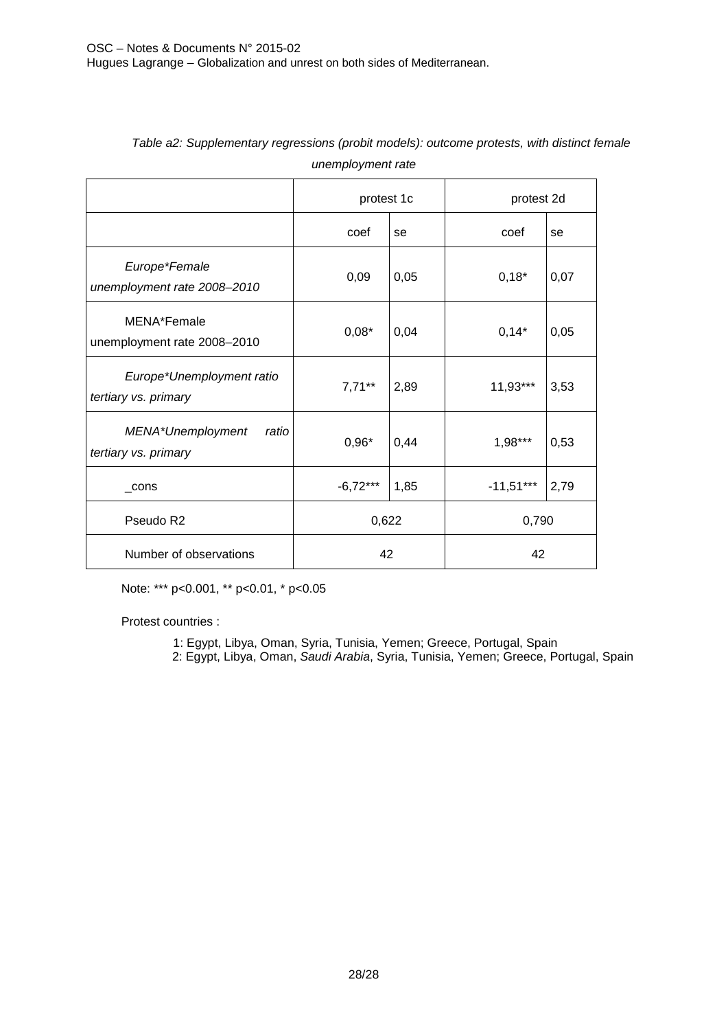*Table a2: Supplementary regressions (probit models): outcome protests, with distinct female unemployment rate*

| | protest 1c | | protest 2d | |
|---|---|---|---|---|
| | coef | se | coef | se |
| *Europe\*Female unemployment rate 2008–2010* | 0,09 | 0,05 | 0,18* | 0,07 |
| MENA*Female unemployment rate 2008–2010 | 0,08* | 0,04 | 0,14* | 0,05 |
| *Europe\*Unemployment ratio tertiary vs. primary* | 7,71** | 2,89 | 11,93*** | 3,53 |
| *MENA\*Unemployment ratio tertiary vs. primary* | 0,96* | 0,44 | 1,98*** | 0,53 |
| _cons | -6,72*** | 1,85 | -11,51*** | 2,79 |
| Pseudo R2 | 0,622 | | 0,790 | |
| Number of observations | 42 | | 42 | |

Note: *** p<0.001, ** p<0.01, * p<0.05

Protest countries :

1: Egypt, Libya, Oman, Syria, Tunisia, Yemen; Greece, Portugal, Spain
2: Egypt, Libya, Oman, *Saudi Arabia*, Syria, Tunisia, Yemen; Greece, Portugal, Spain